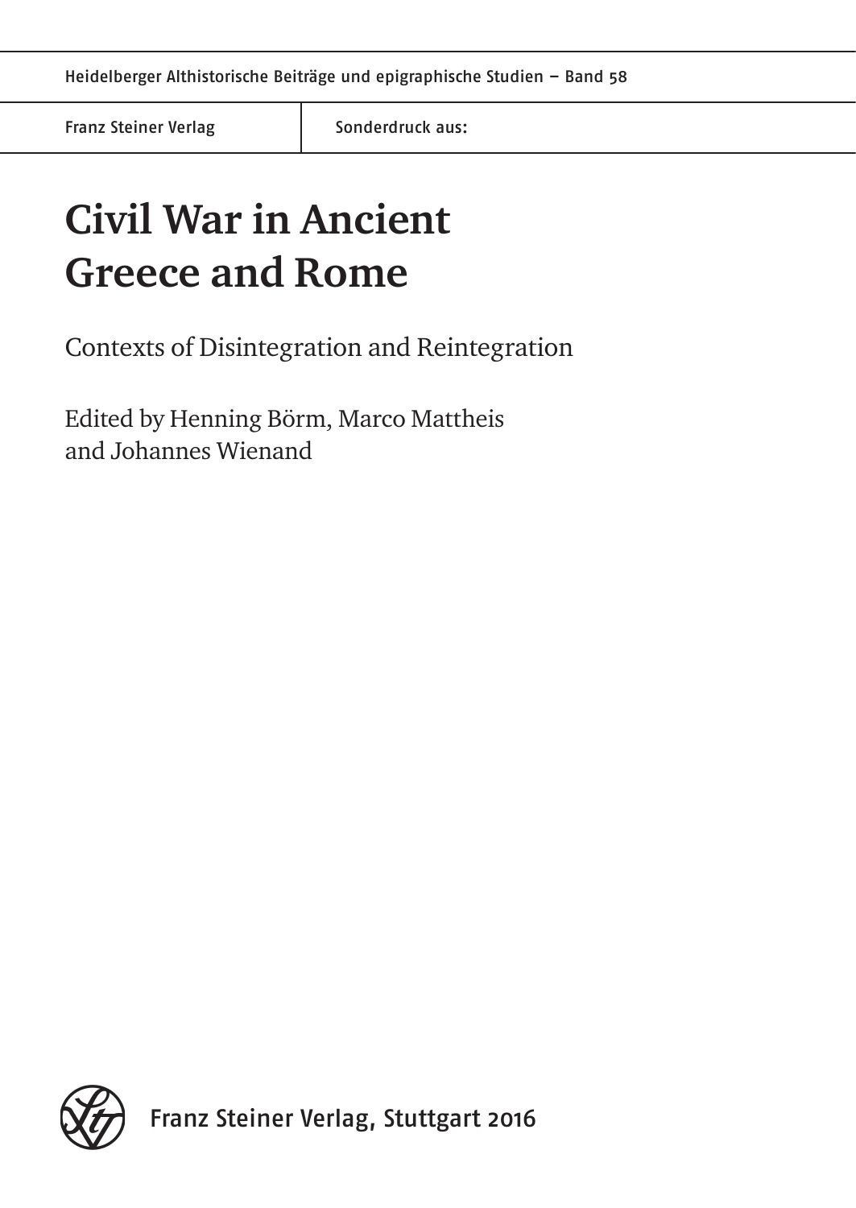Heidelberger Althistorische Beiträge und epigraphische Studien – Band 58

Franz Steiner Verlag | Sonderdruck aus:

# Civil War in Ancient Greece and Rome

Contexts of Disintegration and Reintegration

Edited by Henning Börm, Marco Mattheis and Johannes Wienand

Franz Steiner Verlag, Stuttgart 2016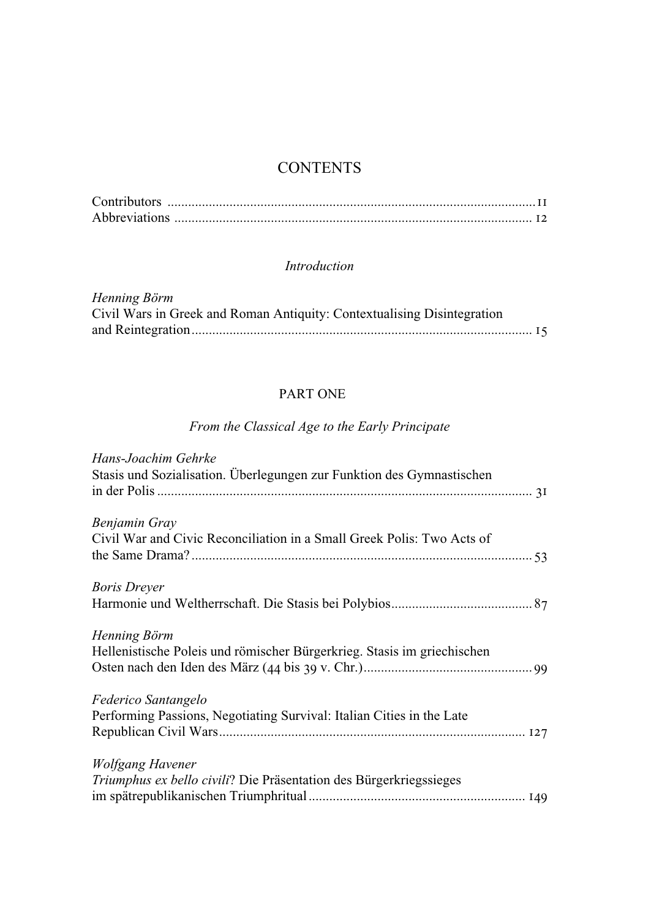# CONTENTS

Contributors .......... 11
Abbreviations .......... 12

*Introduction*

*Henning Börm*
Civil Wars in Greek and Roman Antiquity: Contextualising Disintegration and Reintegration .......... 15

## PART ONE

*From the Classical Age to the Early Principate*

*Hans-Joachim Gehrke*
Stasis und Sozialisation. Überlegungen zur Funktion des Gymnastischen in der Polis .......... 31

*Benjamin Gray*
Civil War and Civic Reconciliation in a Small Greek Polis: Two Acts of the Same Drama? .......... 53

*Boris Dreyer*
Harmonie und Weltherrschaft. Die Stasis bei Polybios .......... 87

*Henning Börm*
Hellenistische Poleis und römischer Bürgerkrieg. Stasis im griechischen Osten nach den Iden des März (44 bis 39 v. Chr.) .......... 99

*Federico Santangelo*
Performing Passions, Negotiating Survival: Italian Cities in the Late Republican Civil Wars .......... 127

*Wolfgang Havener*
*Triumphus ex bello civili*? Die Präsentation des Bürgerkriegssieges im spätrepublikanischen Triumphritual .......... 149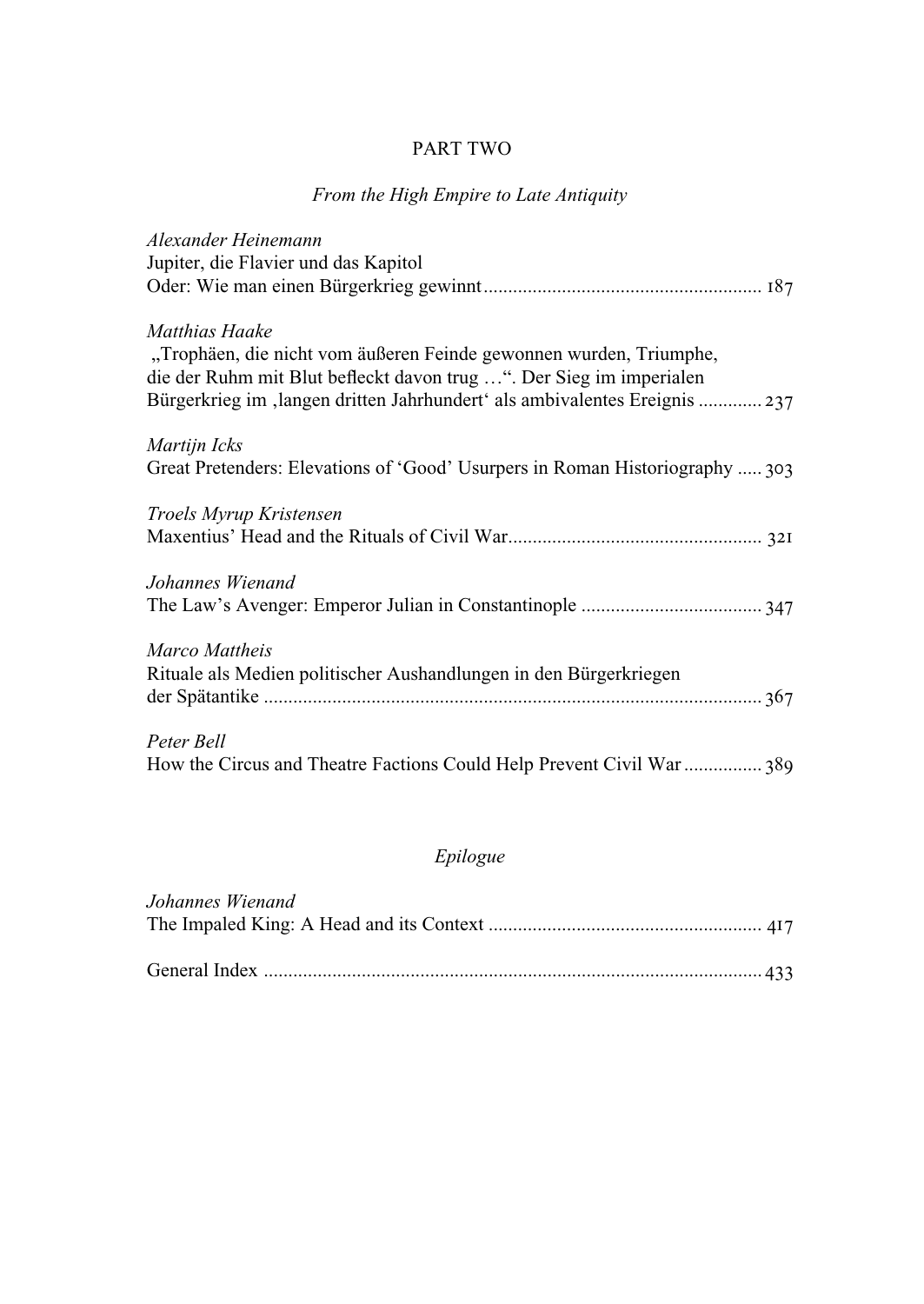## PART TWO

### *From the High Empire to Late Antiquity*

*Alexander Heinemann*
Jupiter, die Flavier und das Kapitol
Oder: Wie man einen Bürgerkrieg gewinnt ........................................................ 187

*Matthias Haake*
„Trophäen, die nicht vom äußeren Feinde gewonnen wurden, Triumphe, die der Ruhm mit Blut befleckt davon trug …“. Der Sieg im imperialen Bürgerkrieg im ‚langen dritten Jahrhundert‘ als ambivalentes Ereignis ............. 237

*Martijn Icks*
Great Pretenders: Elevations of ‘Good’ Usurpers in Roman Historiography ..... 303

*Troels Myrup Kristensen*
Maxentius’ Head and the Rituals of Civil War.................................................... 321

*Johannes Wienand*
The Law’s Avenger: Emperor Julian in Constantinople ..................................... 347

*Marco Mattheis*
Rituale als Medien politischer Aushandlungen in den Bürgerkriegen der Spätantike ...................................................................................................... 367

*Peter Bell*
How the Circus and Theatre Factions Could Help Prevent Civil War ................ 389

### *Epilogue*

*Johannes Wienand*
The Impaled King: A Head and its Context ........................................................ 417

General Index ...................................................................................................... 433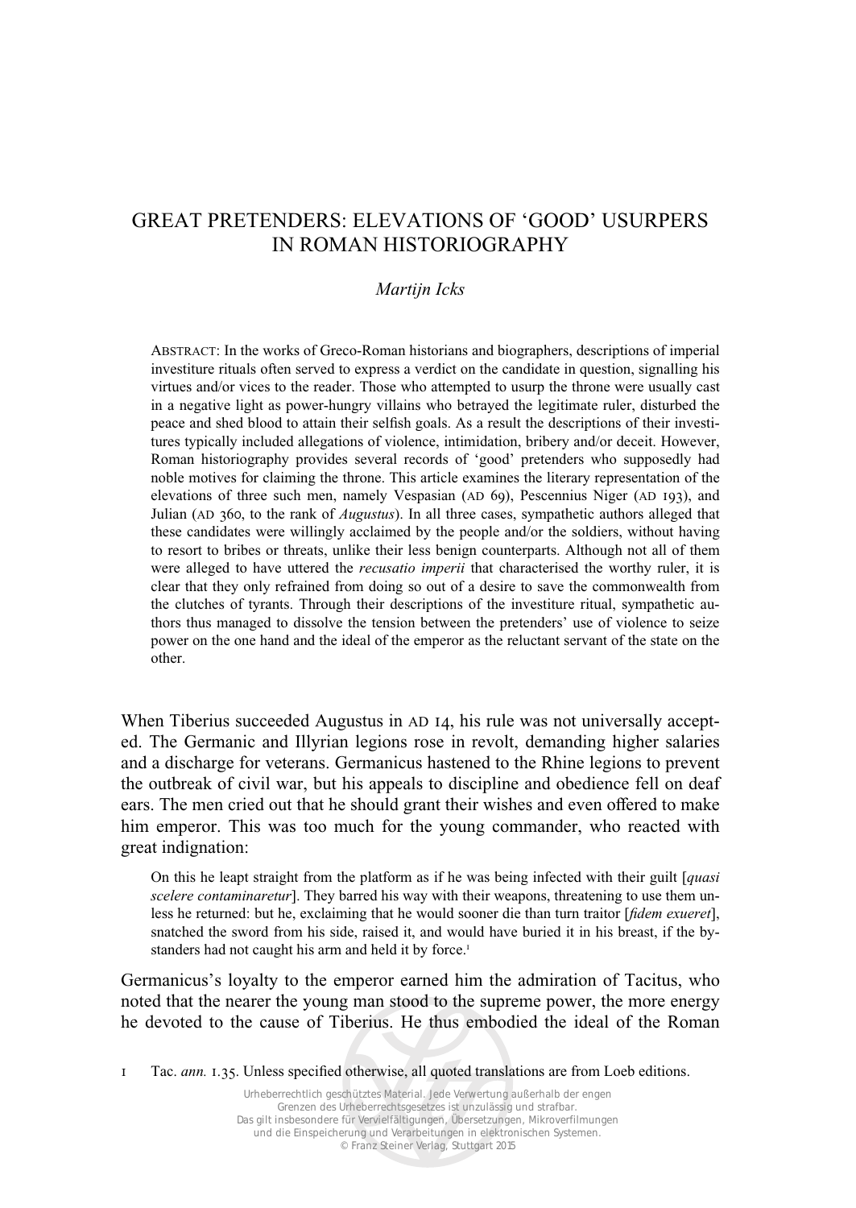# GREAT PRETENDERS: ELEVATIONS OF 'GOOD' USURPERS IN ROMAN HISTORIOGRAPHY

*Martijn Icks*

ABSTRACT: In the works of Greco-Roman historians and biographers, descriptions of imperial investiture rituals often served to express a verdict on the candidate in question, signalling his virtues and/or vices to the reader. Those who attempted to usurp the throne were usually cast in a negative light as power-hungry villains who betrayed the legitimate ruler, disturbed the peace and shed blood to attain their selfish goals. As a result the descriptions of their investitures typically included allegations of violence, intimidation, bribery and/or deceit. However, Roman historiography provides several records of 'good' pretenders who supposedly had noble motives for claiming the throne. This article examines the literary representation of the elevations of three such men, namely Vespasian (AD 69), Pescennius Niger (AD 193), and Julian (AD 360, to the rank of *Augustus*). In all three cases, sympathetic authors alleged that these candidates were willingly acclaimed by the people and/or the soldiers, without having to resort to bribes or threats, unlike their less benign counterparts. Although not all of them were alleged to have uttered the *recusatio imperii* that characterised the worthy ruler, it is clear that they only refrained from doing so out of a desire to save the commonwealth from the clutches of tyrants. Through their descriptions of the investiture ritual, sympathetic authors thus managed to dissolve the tension between the pretenders' use of violence to seize power on the one hand and the ideal of the emperor as the reluctant servant of the state on the other.

When Tiberius succeeded Augustus in AD 14, his rule was not universally accepted. The Germanic and Illyrian legions rose in revolt, demanding higher salaries and a discharge for veterans. Germanicus hastened to the Rhine legions to prevent the outbreak of civil war, but his appeals to discipline and obedience fell on deaf ears. The men cried out that he should grant their wishes and even offered to make him emperor. This was too much for the young commander, who reacted with great indignation:

> On this he leapt straight from the platform as if he was being infected with their guilt [*quasi scelere contaminaretur*]. They barred his way with their weapons, threatening to use them unless he returned: but he, exclaiming that he would sooner die than turn traitor [*fidem exueret*], snatched the sword from his side, raised it, and would have buried it in his breast, if the bystanders had not caught his arm and held it by force.[1]

Germanicus's loyalty to the emperor earned him the admiration of Tacitus, who noted that the nearer the young man stood to the supreme power, the more energy he devoted to the cause of Tiberius. He thus embodied the ideal of the Roman

1 Tac. *ann.* 1.35. Unless specified otherwise, all quoted translations are from Loeb editions.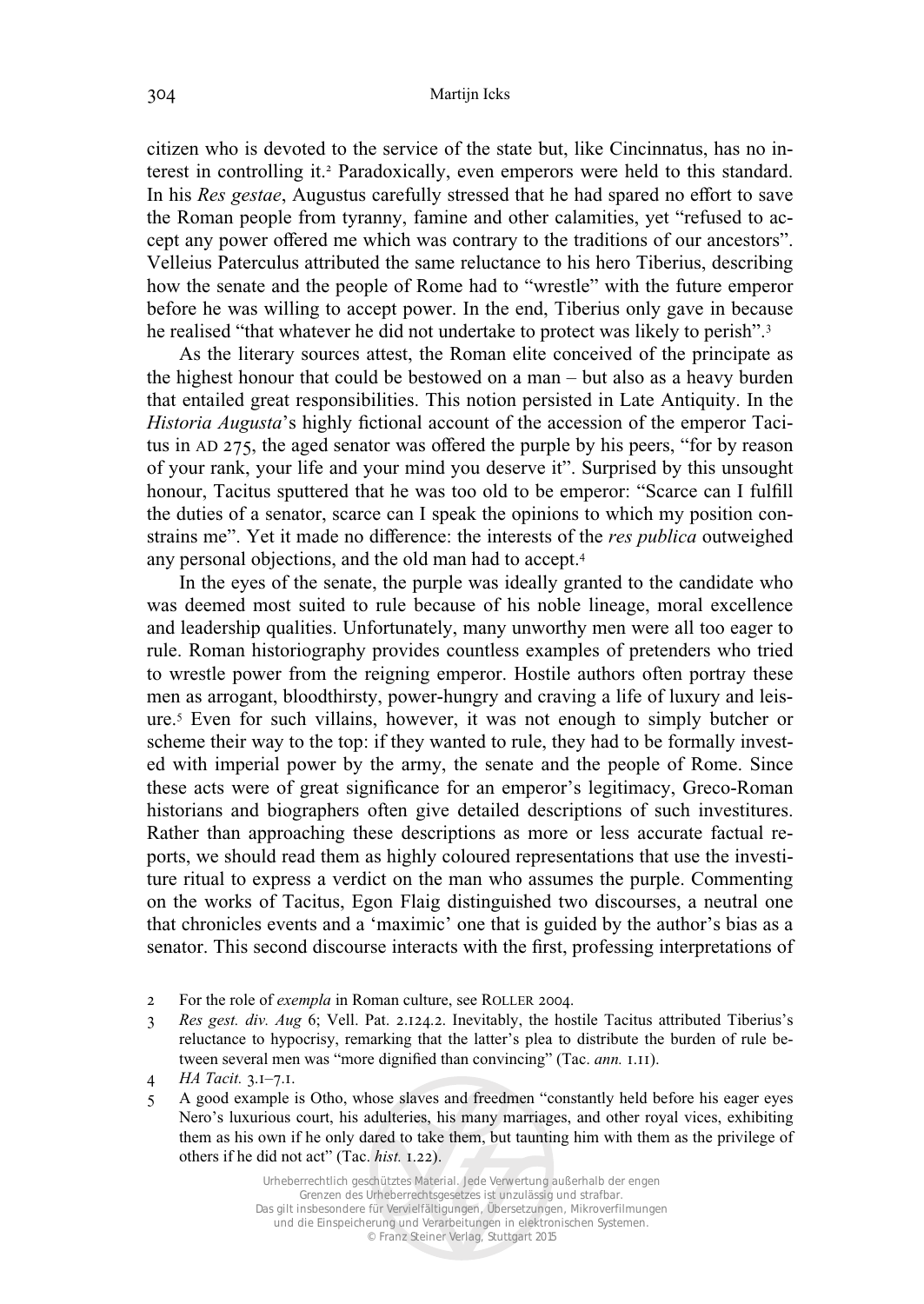citizen who is devoted to the service of the state but, like Cincinnatus, has no interest in controlling it.[2] Paradoxically, even emperors were held to this standard. In his *Res gestae*, Augustus carefully stressed that he had spared no effort to save the Roman people from tyranny, famine and other calamities, yet "refused to accept any power offered me which was contrary to the traditions of our ancestors". Velleius Paterculus attributed the same reluctance to his hero Tiberius, describing how the senate and the people of Rome had to "wrestle" with the future emperor before he was willing to accept power. In the end, Tiberius only gave in because he realised "that whatever he did not undertake to protect was likely to perish".[3]

As the literary sources attest, the Roman elite conceived of the principate as the highest honour that could be bestowed on a man – but also as a heavy burden that entailed great responsibilities. This notion persisted in Late Antiquity. In the *Historia Augusta*'s highly fictional account of the accession of the emperor Tacitus in AD 275, the aged senator was offered the purple by his peers, "for by reason of your rank, your life and your mind you deserve it". Surprised by this unsought honour, Tacitus sputtered that he was too old to be emperor: "Scarce can I fulfill the duties of a senator, scarce can I speak the opinions to which my position constrains me". Yet it made no difference: the interests of the *res publica* outweighed any personal objections, and the old man had to accept.[4]

In the eyes of the senate, the purple was ideally granted to the candidate who was deemed most suited to rule because of his noble lineage, moral excellence and leadership qualities. Unfortunately, many unworthy men were all too eager to rule. Roman historiography provides countless examples of pretenders who tried to wrestle power from the reigning emperor. Hostile authors often portray these men as arrogant, bloodthirsty, power-hungry and craving a life of luxury and leisure.[5] Even for such villains, however, it was not enough to simply butcher or scheme their way to the top: if they wanted to rule, they had to be formally invested with imperial power by the army, the senate and the people of Rome. Since these acts were of great significance for an emperor's legitimacy, Greco-Roman historians and biographers often give detailed descriptions of such investitures. Rather than approaching these descriptions as more or less accurate factual reports, we should read them as highly coloured representations that use the investiture ritual to express a verdict on the man who assumes the purple. Commenting on the works of Tacitus, Egon Flaig distinguished two discourses, a neutral one that chronicles events and a 'maximic' one that is guided by the author's bias as a senator. This second discourse interacts with the first, professing interpretations of

---

2 For the role of *exempla* in Roman culture, see ROLLER 2004.

3 *Res gest. div. Aug* 6; Vell. Pat. 2.124.2. Inevitably, the hostile Tacitus attributed Tiberius's reluctance to hypocrisy, remarking that the latter's plea to distribute the burden of rule between several men was "more dignified than convincing" (Tac. *ann.* 1.11).

4 *HA Tacit.* 3.1–7.1.

5 A good example is Otho, whose slaves and freedmen "constantly held before his eager eyes Nero's luxurious court, his adulteries, his many marriages, and other royal vices, exhibiting them as his own if he only dared to take them, but taunting him with them as the privilege of others if he did not act" (Tac. *hist.* 1.22).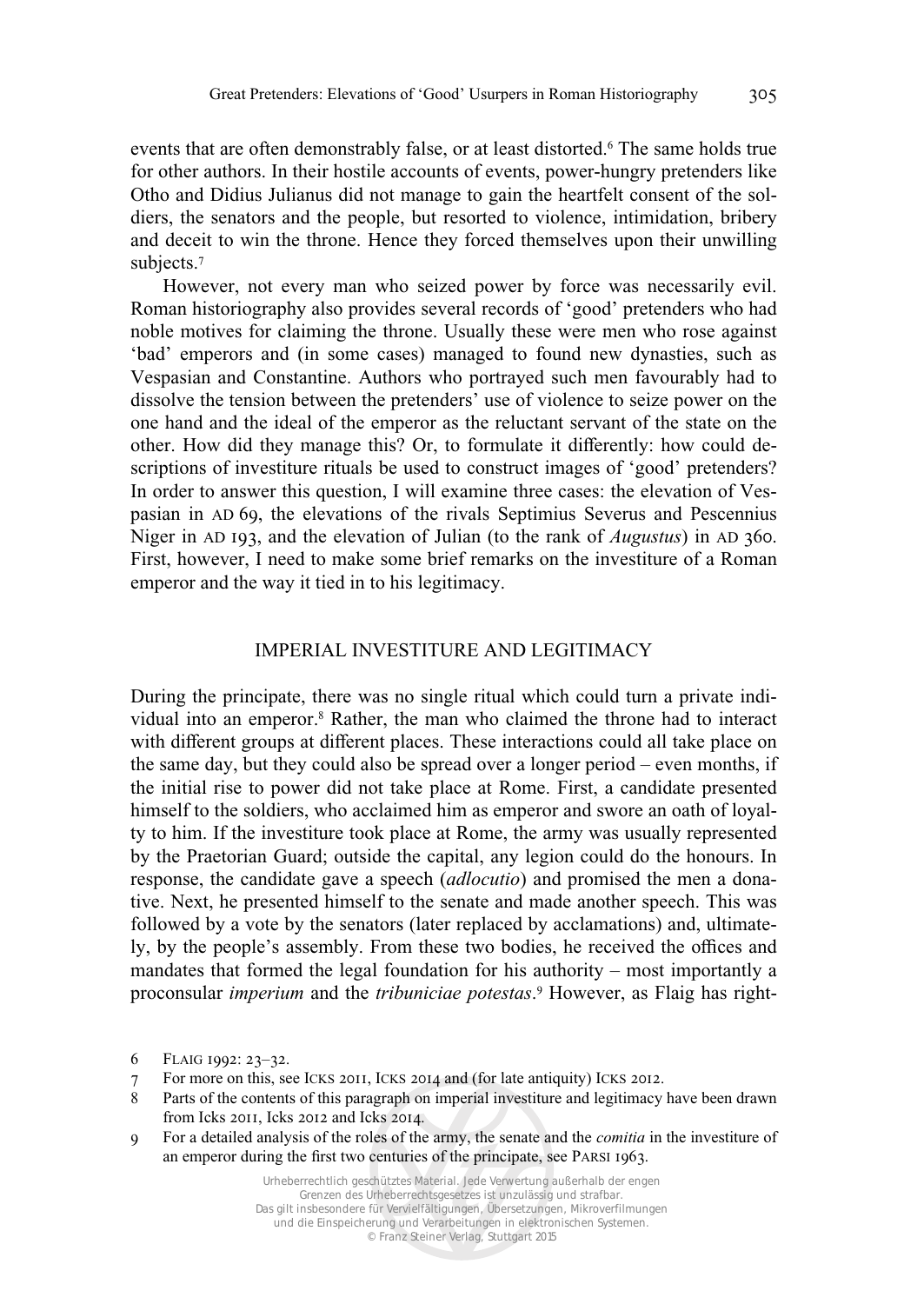events that are often demonstrably false, or at least distorted.[6] The same holds true for other authors. In their hostile accounts of events, power-hungry pretenders like Otho and Didius Julianus did not manage to gain the heartfelt consent of the soldiers, the senators and the people, but resorted to violence, intimidation, bribery and deceit to win the throne. Hence they forced themselves upon their unwilling subjects.[7]

However, not every man who seized power by force was necessarily evil. Roman historiography also provides several records of 'good' pretenders who had noble motives for claiming the throne. Usually these were men who rose against 'bad' emperors and (in some cases) managed to found new dynasties, such as Vespasian and Constantine. Authors who portrayed such men favourably had to dissolve the tension between the pretenders' use of violence to seize power on the one hand and the ideal of the emperor as the reluctant servant of the state on the other. How did they manage this? Or, to formulate it differently: how could descriptions of investiture rituals be used to construct images of 'good' pretenders? In order to answer this question, I will examine three cases: the elevation of Vespasian in AD 69, the elevations of the rivals Septimius Severus and Pescennius Niger in AD 193, and the elevation of Julian (to the rank of *Augustus*) in AD 360. First, however, I need to make some brief remarks on the investiture of a Roman emperor and the way it tied in to his legitimacy.

## IMPERIAL INVESTITURE AND LEGITIMACY

During the principate, there was no single ritual which could turn a private individual into an emperor.[8] Rather, the man who claimed the throne had to interact with different groups at different places. These interactions could all take place on the same day, but they could also be spread over a longer period – even months, if the initial rise to power did not take place at Rome. First, a candidate presented himself to the soldiers, who acclaimed him as emperor and swore an oath of loyalty to him. If the investiture took place at Rome, the army was usually represented by the Praetorian Guard; outside the capital, any legion could do the honours. In response, the candidate gave a speech (*adlocutio*) and promised the men a donative. Next, he presented himself to the senate and made another speech. This was followed by a vote by the senators (later replaced by acclamations) and, ultimately, by the people's assembly. From these two bodies, he received the offices and mandates that formed the legal foundation for his authority – most importantly a proconsular *imperium* and the *tribuniciae potestas*.[9] However, as Flaig has right-

6 FLAIG 1992: 23–32.

7 For more on this, see ICKS 2011, ICKS 2014 and (for late antiquity) ICKS 2012.

8 Parts of the contents of this paragraph on imperial investiture and legitimacy have been drawn from Icks 2011, Icks 2012 and Icks 2014.

9 For a detailed analysis of the roles of the army, the senate and the *comitia* in the investiture of an emperor during the first two centuries of the principate, see PARSI 1963.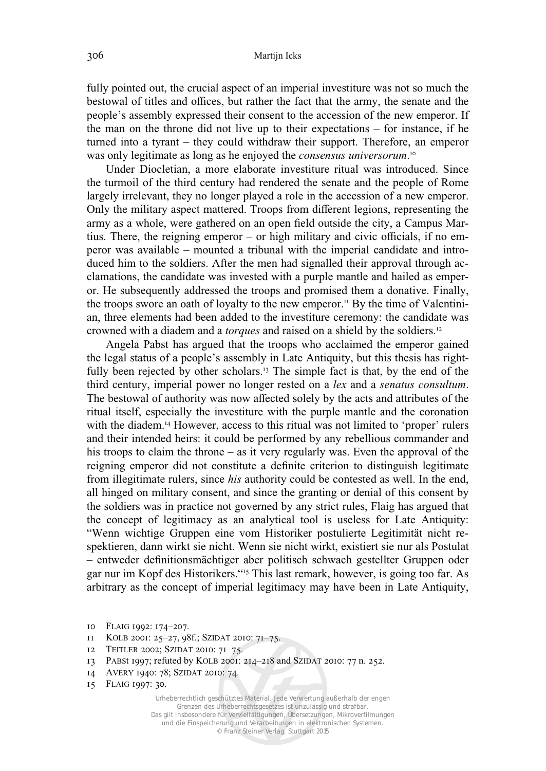fully pointed out, the crucial aspect of an imperial investiture was not so much the bestowal of titles and offices, but rather the fact that the army, the senate and the people's assembly expressed their consent to the accession of the new emperor. If the man on the throne did not live up to their expectations – for instance, if he turned into a tyrant – they could withdraw their support. Therefore, an emperor was only legitimate as long as he enjoyed the *consensus universorum*.[10]

Under Diocletian, a more elaborate investiture ritual was introduced. Since the turmoil of the third century had rendered the senate and the people of Rome largely irrelevant, they no longer played a role in the accession of a new emperor. Only the military aspect mattered. Troops from different legions, representing the army as a whole, were gathered on an open field outside the city, a Campus Martius. There, the reigning emperor – or high military and civic officials, if no emperor was available – mounted a tribunal with the imperial candidate and introduced him to the soldiers. After the men had signalled their approval through acclamations, the candidate was invested with a purple mantle and hailed as emperor. He subsequently addressed the troops and promised them a donative. Finally, the troops swore an oath of loyalty to the new emperor.[11] By the time of Valentinian, three elements had been added to the investiture ceremony: the candidate was crowned with a diadem and a *torques* and raised on a shield by the soldiers.[12]

Angela Pabst has argued that the troops who acclaimed the emperor gained the legal status of a people's assembly in Late Antiquity, but this thesis has rightfully been rejected by other scholars.[13] The simple fact is that, by the end of the third century, imperial power no longer rested on a *lex* and a *senatus consultum*. The bestowal of authority was now affected solely by the acts and attributes of the ritual itself, especially the investiture with the purple mantle and the coronation with the diadem.[14] However, access to this ritual was not limited to 'proper' rulers and their intended heirs: it could be performed by any rebellious commander and his troops to claim the throne – as it very regularly was. Even the approval of the reigning emperor did not constitute a definite criterion to distinguish legitimate from illegitimate rulers, since *his* authority could be contested as well. In the end, all hinged on military consent, and since the granting or denial of this consent by the soldiers was in practice not governed by any strict rules, Flaig has argued that the concept of legitimacy as an analytical tool is useless for Late Antiquity: "Wenn wichtige Gruppen eine vom Historiker postulierte Legitimität nicht respektieren, dann wirkt sie nicht. Wenn sie nicht wirkt, existiert sie nur als Postulat – entweder definitionsmächtiger aber politisch schwach gestellter Gruppen oder gar nur im Kopf des Historikers."[15] This last remark, however, is going too far. As arbitrary as the concept of imperial legitimacy may have been in Late Antiquity,

10 Flaig 1992: 174–207.

11 Kolb 2001: 25–27, 98f.; Szidat 2010: 71–75.

12 Teitler 2002; Szidat 2010: 71–75.

13 Pabst 1997; refuted by Kolb 2001: 214–218 and Szidat 2010: 77 n. 252.

14 Avery 1940: 78; Szidat 2010: 74.

15 Flaig 1997: 30.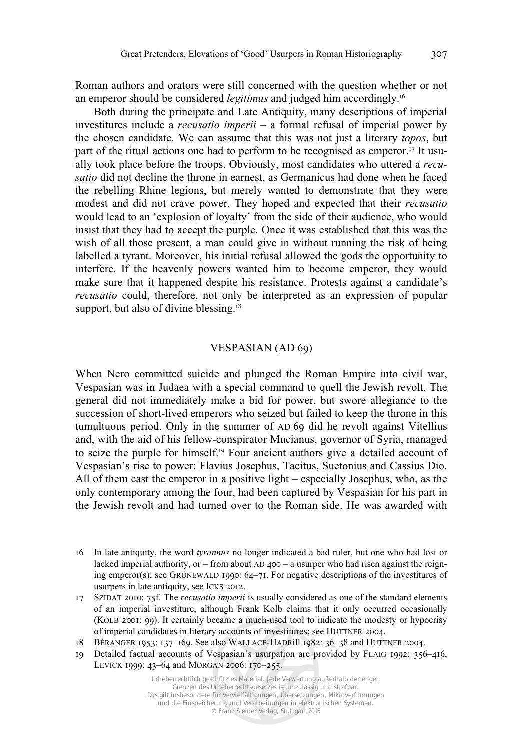Roman authors and orators were still concerned with the question whether or not an emperor should be considered *legitimus* and judged him accordingly.[16]

Both during the principate and Late Antiquity, many descriptions of imperial investitures include a *recusatio imperii* – a formal refusal of imperial power by the chosen candidate. We can assume that this was not just a literary *topos*, but part of the ritual actions one had to perform to be recognised as emperor.[17] It usually took place before the troops. Obviously, most candidates who uttered a *recusatio* did not decline the throne in earnest, as Germanicus had done when he faced the rebelling Rhine legions, but merely wanted to demonstrate that they were modest and did not crave power. They hoped and expected that their *recusatio* would lead to an 'explosion of loyalty' from the side of their audience, who would insist that they had to accept the purple. Once it was established that this was the wish of all those present, a man could give in without running the risk of being labelled a tyrant. Moreover, his initial refusal allowed the gods the opportunity to interfere. If the heavenly powers wanted him to become emperor, they would make sure that it happened despite his resistance. Protests against a candidate's *recusatio* could, therefore, not only be interpreted as an expression of popular support, but also of divine blessing.[18]

## VESPASIAN (AD 69)

When Nero committed suicide and plunged the Roman Empire into civil war, Vespasian was in Judaea with a special command to quell the Jewish revolt. The general did not immediately make a bid for power, but swore allegiance to the succession of short-lived emperors who seized but failed to keep the throne in this tumultuous period. Only in the summer of AD 69 did he revolt against Vitellius and, with the aid of his fellow-conspirator Mucianus, governor of Syria, managed to seize the purple for himself.[19] Four ancient authors give a detailed account of Vespasian's rise to power: Flavius Josephus, Tacitus, Suetonius and Cassius Dio. All of them cast the emperor in a positive light – especially Josephus, who, as the only contemporary among the four, had been captured by Vespasian for his part in the Jewish revolt and had turned over to the Roman side. He was awarded with

16 In late antiquity, the word *tyrannus* no longer indicated a bad ruler, but one who had lost or lacked imperial authority, or – from about AD 400 – a usurper who had risen against the reigning emperor(s); see GRÜNEWALD 1990: 64–71. For negative descriptions of the investitures of usurpers in late antiquity, see ICKS 2012.

17 SZIDAT 2010: 75f. The *recusatio imperii* is usually considered as one of the standard elements of an imperial investiture, although Frank Kolb claims that it only occurred occasionally (KOLB 2001: 99). It certainly became a much-used tool to indicate the modesty or hypocrisy of imperial candidates in literary accounts of investitures; see HUTTNER 2004.

18 BÉRANGER 1953: 137–169. See also WALLACE-HADRILL 1982: 36–38 and HUTTNER 2004.

19 Detailed factual accounts of Vespasian's usurpation are provided by FLAIG 1992: 356–416, LEVICK 1999: 43–64 and MORGAN 2006: 170–255.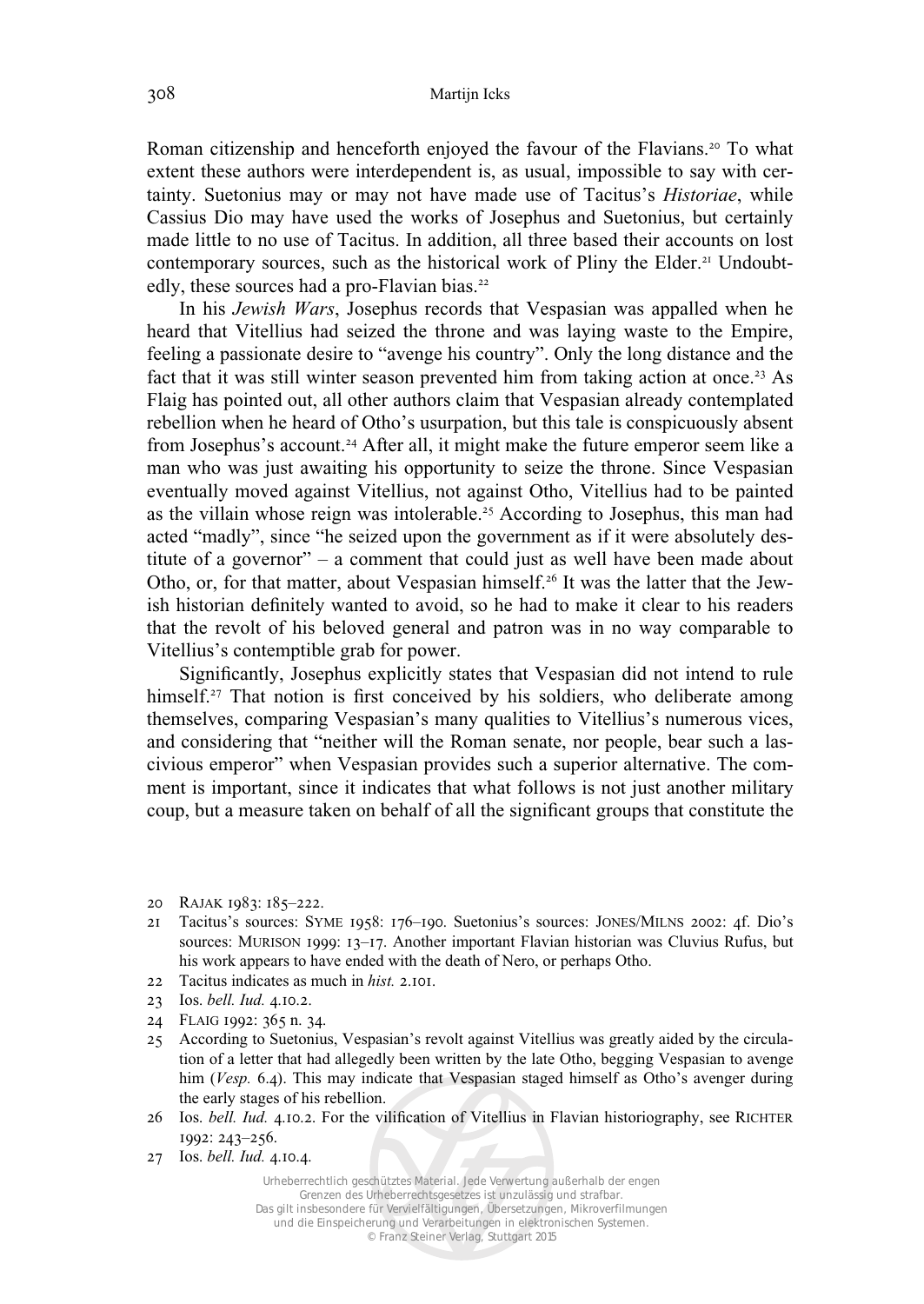Roman citizenship and henceforth enjoyed the favour of the Flavians.[20] To what extent these authors were interdependent is, as usual, impossible to say with certainty. Suetonius may or may not have made use of Tacitus's *Historiae*, while Cassius Dio may have used the works of Josephus and Suetonius, but certainly made little to no use of Tacitus. In addition, all three based their accounts on lost contemporary sources, such as the historical work of Pliny the Elder.[21] Undoubtedly, these sources had a pro-Flavian bias.[22]

In his *Jewish Wars*, Josephus records that Vespasian was appalled when he heard that Vitellius had seized the throne and was laying waste to the Empire, feeling a passionate desire to "avenge his country". Only the long distance and the fact that it was still winter season prevented him from taking action at once.[23] As Flaig has pointed out, all other authors claim that Vespasian already contemplated rebellion when he heard of Otho's usurpation, but this tale is conspicuously absent from Josephus's account.[24] After all, it might make the future emperor seem like a man who was just awaiting his opportunity to seize the throne. Since Vespasian eventually moved against Vitellius, not against Otho, Vitellius had to be painted as the villain whose reign was intolerable.[25] According to Josephus, this man had acted "madly", since "he seized upon the government as if it were absolutely destitute of a governor" – a comment that could just as well have been made about Otho, or, for that matter, about Vespasian himself.[26] It was the latter that the Jewish historian definitely wanted to avoid, so he had to make it clear to his readers that the revolt of his beloved general and patron was in no way comparable to Vitellius's contemptible grab for power.

Significantly, Josephus explicitly states that Vespasian did not intend to rule himself.[27] That notion is first conceived by his soldiers, who deliberate among themselves, comparing Vespasian's many qualities to Vitellius's numerous vices, and considering that "neither will the Roman senate, nor people, bear such a lascivious emperor" when Vespasian provides such a superior alternative. The comment is important, since it indicates that what follows is not just another military coup, but a measure taken on behalf of all the significant groups that constitute the

---

20 RAJAK 1983: 185–222.

21 Tacitus's sources: SYME 1958: 176–190. Suetonius's sources: JONES/MILNS 2002: 4f. Dio's sources: MURISON 1999: 13–17. Another important Flavian historian was Cluvius Rufus, but his work appears to have ended with the death of Nero, or perhaps Otho.

22 Tacitus indicates as much in *hist.* 2.101.

23 Ios. *bell. Iud.* 4.10.2.

24 FLAIG 1992: 365 n. 34.

25 According to Suetonius, Vespasian's revolt against Vitellius was greatly aided by the circulation of a letter that had allegedly been written by the late Otho, begging Vespasian to avenge him (*Vesp.* 6.4). This may indicate that Vespasian staged himself as Otho's avenger during the early stages of his rebellion.

26 Ios. *bell. Iud.* 4.10.2. For the vilification of Vitellius in Flavian historiography, see RICHTER 1992: 243–256.

27 Ios. *bell. Iud.* 4.10.4.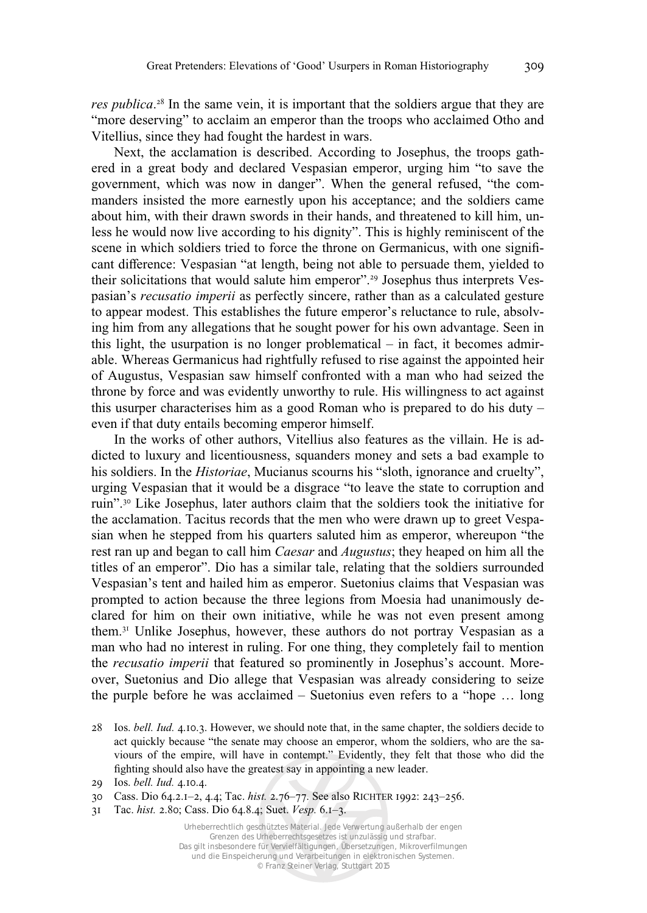*res publica*.[28] In the same vein, it is important that the soldiers argue that they are "more deserving" to acclaim an emperor than the troops who acclaimed Otho and Vitellius, since they had fought the hardest in wars.

Next, the acclamation is described. According to Josephus, the troops gathered in a great body and declared Vespasian emperor, urging him "to save the government, which was now in danger". When the general refused, "the commanders insisted the more earnestly upon his acceptance; and the soldiers came about him, with their drawn swords in their hands, and threatened to kill him, unless he would now live according to his dignity". This is highly reminiscent of the scene in which soldiers tried to force the throne on Germanicus, with one significant difference: Vespasian "at length, being not able to persuade them, yielded to their solicitations that would salute him emperor".[29] Josephus thus interprets Vespasian's *recusatio imperii* as perfectly sincere, rather than as a calculated gesture to appear modest. This establishes the future emperor's reluctance to rule, absolving him from any allegations that he sought power for his own advantage. Seen in this light, the usurpation is no longer problematical – in fact, it becomes admirable. Whereas Germanicus had rightfully refused to rise against the appointed heir of Augustus, Vespasian saw himself confronted with a man who had seized the throne by force and was evidently unworthy to rule. His willingness to act against this usurper characterises him as a good Roman who is prepared to do his duty – even if that duty entails becoming emperor himself.

In the works of other authors, Vitellius also features as the villain. He is addicted to luxury and licentiousness, squanders money and sets a bad example to his soldiers. In the *Historiae*, Mucianus scourns his "sloth, ignorance and cruelty", urging Vespasian that it would be a disgrace "to leave the state to corruption and ruin".[30] Like Josephus, later authors claim that the soldiers took the initiative for the acclamation. Tacitus records that the men who were drawn up to greet Vespasian when he stepped from his quarters saluted him as emperor, whereupon "the rest ran up and began to call him *Caesar* and *Augustus*; they heaped on him all the titles of an emperor". Dio has a similar tale, relating that the soldiers surrounded Vespasian's tent and hailed him as emperor. Suetonius claims that Vespasian was prompted to action because the three legions from Moesia had unanimously declared for him on their own initiative, while he was not even present among them.[31] Unlike Josephus, however, these authors do not portray Vespasian as a man who had no interest in ruling. For one thing, they completely fail to mention the *recusatio imperii* that featured so prominently in Josephus's account. Moreover, Suetonius and Dio allege that Vespasian was already considering to seize the purple before he was acclaimed – Suetonius even refers to a "hope … long

28 Ios. *bell. Iud.* 4.10.3. However, we should note that, in the same chapter, the soldiers decide to act quickly because "the senate may choose an emperor, whom the soldiers, who are the saviours of the empire, will have in contempt." Evidently, they felt that those who did the fighting should also have the greatest say in appointing a new leader.

29 Ios. *bell. Iud.* 4.10.4.

30 Cass. Dio 64.2.1–2, 4.4; Tac. *hist.* 2.76–77. See also Richter 1992: 243–256.

31 Tac. *hist.* 2.80; Cass. Dio 64.8.4; Suet. *Vesp.* 6.1–3.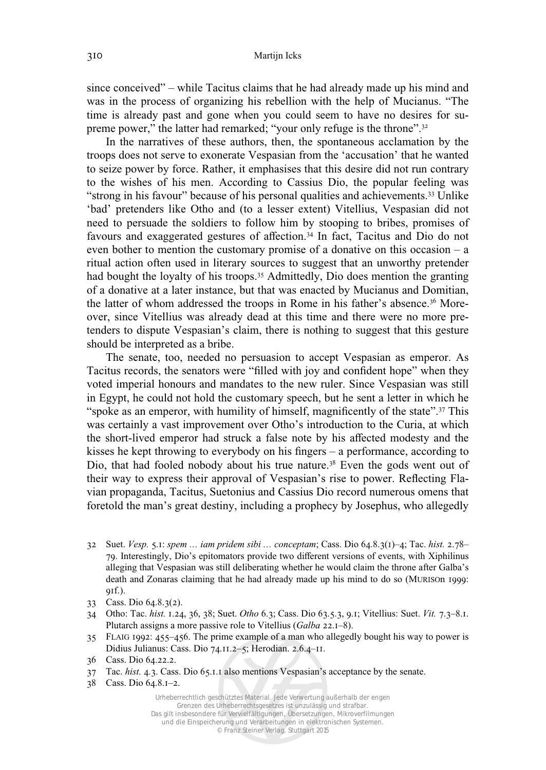since conceived" – while Tacitus claims that he had already made up his mind and was in the process of organizing his rebellion with the help of Mucianus. "The time is already past and gone when you could seem to have no desires for supreme power," the latter had remarked; "your only refuge is the throne".[32]

In the narratives of these authors, then, the spontaneous acclamation by the troops does not serve to exonerate Vespasian from the 'accusation' that he wanted to seize power by force. Rather, it emphasises that this desire did not run contrary to the wishes of his men. According to Cassius Dio, the popular feeling was "strong in his favour" because of his personal qualities and achievements.[33] Unlike 'bad' pretenders like Otho and (to a lesser extent) Vitellius, Vespasian did not need to persuade the soldiers to follow him by stooping to bribes, promises of favours and exaggerated gestures of affection.[34] In fact, Tacitus and Dio do not even bother to mention the customary promise of a donative on this occasion – a ritual action often used in literary sources to suggest that an unworthy pretender had bought the loyalty of his troops.[35] Admittedly, Dio does mention the granting of a donative at a later instance, but that was enacted by Mucianus and Domitian, the latter of whom addressed the troops in Rome in his father's absence.[36] Moreover, since Vitellius was already dead at this time and there were no more pretenders to dispute Vespasian's claim, there is nothing to suggest that this gesture should be interpreted as a bribe.

The senate, too, needed no persuasion to accept Vespasian as emperor. As Tacitus records, the senators were "filled with joy and confident hope" when they voted imperial honours and mandates to the new ruler. Since Vespasian was still in Egypt, he could not hold the customary speech, but he sent a letter in which he "spoke as an emperor, with humility of himself, magnificently of the state".[37] This was certainly a vast improvement over Otho's introduction to the Curia, at which the short-lived emperor had struck a false note by his affected modesty and the kisses he kept throwing to everybody on his fingers – a performance, according to Dio, that had fooled nobody about his true nature.[38] Even the gods went out of their way to express their approval of Vespasian's rise to power. Reflecting Flavian propaganda, Tacitus, Suetonius and Cassius Dio record numerous omens that foretold the man's great destiny, including a prophecy by Josephus, who allegedly

---

32 Suet. *Vesp.* 5.1: *spem … iam pridem sibi … conceptam*; Cass. Dio 64.8.3(1)–4; Tac. *hist.* 2.78–79. Interestingly, Dio's epitomators provide two different versions of events, with Xiphilinus alleging that Vespasian was still deliberating whether he would claim the throne after Galba's death and Zonaras claiming that he had already made up his mind to do so (MURISON 1999: 91f.).

33 Cass. Dio 64.8.3(2).

34 Otho: Tac. *hist.* 1.24, 36, 38; Suet. *Otho* 6.3; Cass. Dio 63.5.3, 9.1; Vitellius: Suet. *Vit.* 7.3–8.1. Plutarch assigns a more passive role to Vitellius (*Galba* 22.1–8).

35 FLAIG 1992: 455–456. The prime example of a man who allegedly bought his way to power is Didius Julianus: Cass. Dio 74.11.2–5; Herodian. 2.6.4–11.

36 Cass. Dio 64.22.2.

37 Tac. *hist.* 4.3. Cass. Dio 65.1.1 also mentions Vespasian's acceptance by the senate.

38 Cass. Dio 64.8.1–2.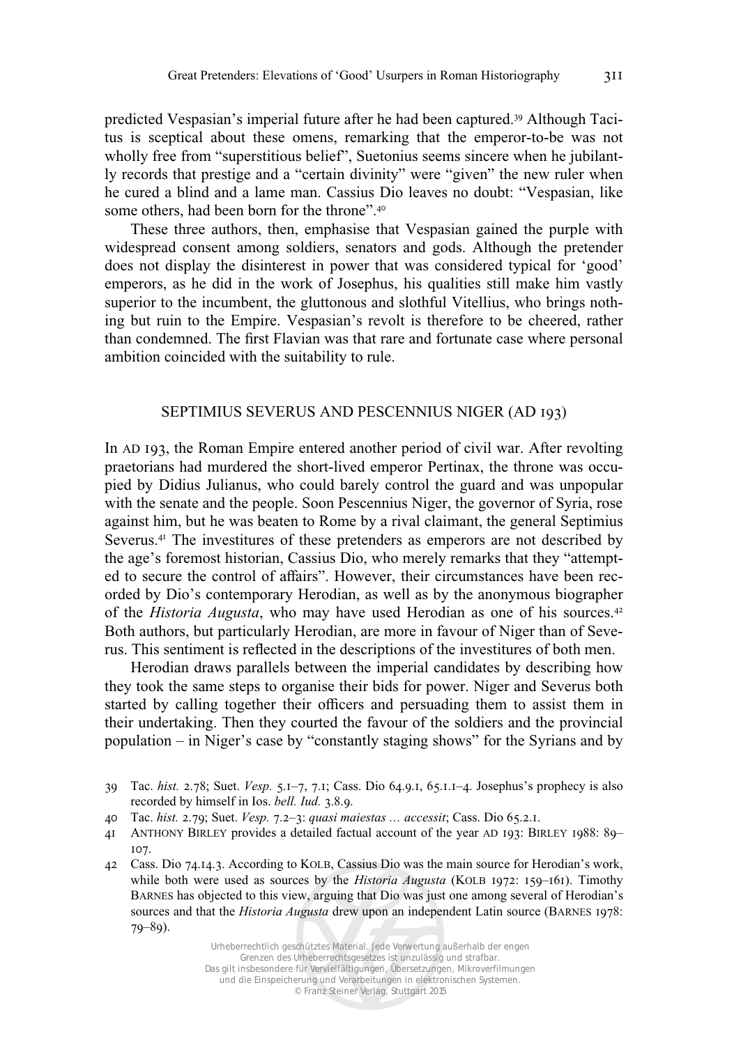predicted Vespasian's imperial future after he had been captured.[39] Although Tacitus is sceptical about these omens, remarking that the emperor-to-be was not wholly free from "superstitious belief", Suetonius seems sincere when he jubilantly records that prestige and a "certain divinity" were "given" the new ruler when he cured a blind and a lame man. Cassius Dio leaves no doubt: "Vespasian, like some others, had been born for the throne".[40]

These three authors, then, emphasise that Vespasian gained the purple with widespread consent among soldiers, senators and gods. Although the pretender does not display the disinterest in power that was considered typical for 'good' emperors, as he did in the work of Josephus, his qualities still make him vastly superior to the incumbent, the gluttonous and slothful Vitellius, who brings nothing but ruin to the Empire. Vespasian's revolt is therefore to be cheered, rather than condemned. The first Flavian was that rare and fortunate case where personal ambition coincided with the suitability to rule.

## SEPTIMIUS SEVERUS AND PESCENNIUS NIGER (AD 193)

In AD 193, the Roman Empire entered another period of civil war. After revolting praetorians had murdered the short-lived emperor Pertinax, the throne was occupied by Didius Julianus, who could barely control the guard and was unpopular with the senate and the people. Soon Pescennius Niger, the governor of Syria, rose against him, but he was beaten to Rome by a rival claimant, the general Septimius Severus.[41] The investitures of these pretenders as emperors are not described by the age's foremost historian, Cassius Dio, who merely remarks that they "attempted to secure the control of affairs". However, their circumstances have been recorded by Dio's contemporary Herodian, as well as by the anonymous biographer of the *Historia Augusta*, who may have used Herodian as one of his sources.[42] Both authors, but particularly Herodian, are more in favour of Niger than of Severus. This sentiment is reflected in the descriptions of the investitures of both men.

Herodian draws parallels between the imperial candidates by describing how they took the same steps to organise their bids for power. Niger and Severus both started by calling together their officers and persuading them to assist them in their undertaking. Then they courted the favour of the soldiers and the provincial population – in Niger's case by "constantly staging shows" for the Syrians and by

39 Tac. *hist.* 2.78; Suet. *Vesp.* 5.1–7, 7.1; Cass. Dio 64.9.1, 65.1.1–4. Josephus's prophecy is also recorded by himself in Ios. *bell. Iud.* 3.8.9.

40 Tac. *hist.* 2.79; Suet. *Vesp.* 7.2–3: *quasi maiestas … accessit*; Cass. Dio 65.2.1.

41 ANTHONY BIRLEY provides a detailed factual account of the year AD 193: BIRLEY 1988: 89–107.

42 Cass. Dio 74.14.3. According to KOLB, Cassius Dio was the main source for Herodian's work, while both were used as sources by the *Historia Augusta* (KOLB 1972: 159–161). Timothy BARNES has objected to this view, arguing that Dio was just one among several of Herodian's sources and that the *Historia Augusta* drew upon an independent Latin source (BARNES 1978: 79–89).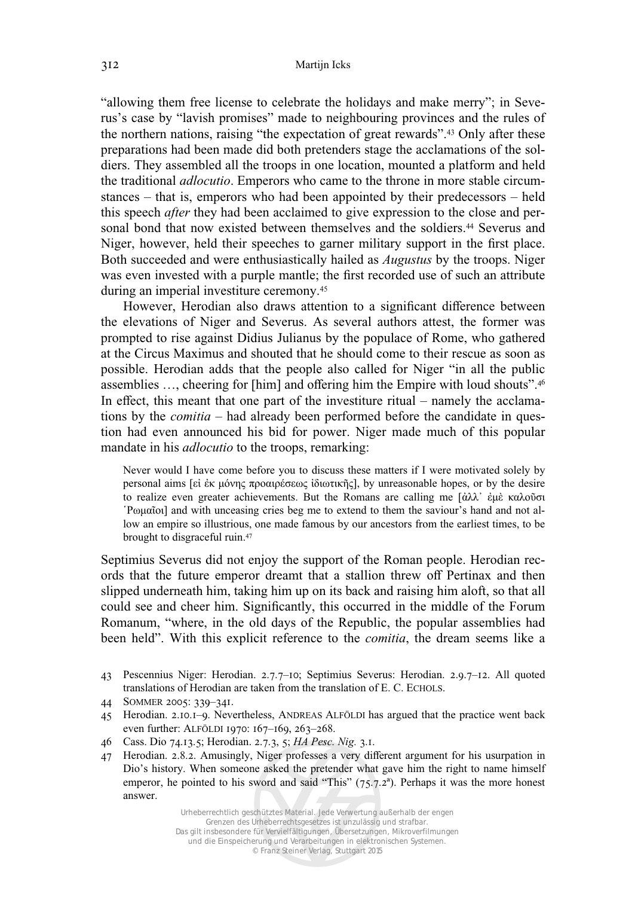"allowing them free license to celebrate the holidays and make merry"; in Severus's case by "lavish promises" made to neighbouring provinces and the rules of the northern nations, raising "the expectation of great rewards".[43] Only after these preparations had been made did both pretenders stage the acclamations of the soldiers. They assembled all the troops in one location, mounted a platform and held the traditional *adlocutio*. Emperors who came to the throne in more stable circumstances – that is, emperors who had been appointed by their predecessors – held this speech *after* they had been acclaimed to give expression to the close and personal bond that now existed between themselves and the soldiers.[44] Severus and Niger, however, held their speeches to garner military support in the first place. Both succeeded and were enthusiastically hailed as *Augustus* by the troops. Niger was even invested with a purple mantle; the first recorded use of such an attribute during an imperial investiture ceremony.[45]

However, Herodian also draws attention to a significant difference between the elevations of Niger and Severus. As several authors attest, the former was prompted to rise against Didius Julianus by the populace of Rome, who gathered at the Circus Maximus and shouted that he should come to their rescue as soon as possible. Herodian adds that the people also called for Niger "in all the public assemblies …, cheering for [him] and offering him the Empire with loud shouts".[46] In effect, this meant that one part of the investiture ritual – namely the acclamations by the *comitia* – had already been performed before the candidate in question had even announced his bid for power. Niger made much of this popular mandate in his *adlocutio* to the troops, remarking:

> Never would I have come before you to discuss these matters if I were motivated solely by personal aims [εἰ ἐκ μόνης προαιρέσεως ἰδιωτικῆς], by unreasonable hopes, or by the desire to realize even greater achievements. But the Romans are calling me [ἀλλ᾽ ἐμὲ καλοῦσι ῾Ρωμαῖοι] and with unceasing cries beg me to extend to them the saviour's hand and not allow an empire so illustrious, one made famous by our ancestors from the earliest times, to be brought to disgraceful ruin.[47]

Septimius Severus did not enjoy the support of the Roman people. Herodian records that the future emperor dreamt that a stallion threw off Pertinax and then slipped underneath him, taking him up on its back and raising him aloft, so that all could see and cheer him. Significantly, this occurred in the middle of the Forum Romanum, "where, in the old days of the Republic, the popular assemblies had been held". With this explicit reference to the *comitia*, the dream seems like a

43 Pescennius Niger: Herodian. 2.7.7–10; Septimius Severus: Herodian. 2.9.7–12. All quoted translations of Herodian are taken from the translation of E. C. Echols.

44 Sommer 2005: 339–341.

45 Herodian. 2.10.1–9. Nevertheless, Andreas Alföldi has argued that the practice went back even further: Alföldi 1970: 167–169, 263–268.

46 Cass. Dio 74.13.5; Herodian. 2.7.3, 5; *HA Pesc. Nig.* 3.1.

47 Herodian. 2.8.2. Amusingly, Niger professes a very different argument for his usurpation in Dio's history. When someone asked the pretender what gave him the right to name himself emperor, he pointed to his sword and said "This" (75.7.2ᵃ). Perhaps it was the more honest answer.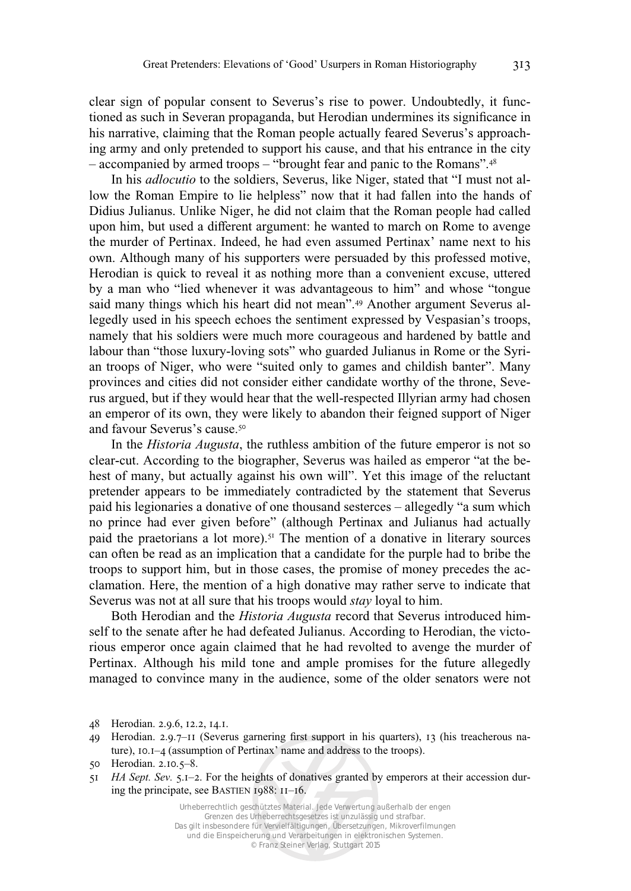clear sign of popular consent to Severus's rise to power. Undoubtedly, it functioned as such in Severan propaganda, but Herodian undermines its significance in his narrative, claiming that the Roman people actually feared Severus's approaching army and only pretended to support his cause, and that his entrance in the city – accompanied by armed troops – "brought fear and panic to the Romans".[48]

In his *adlocutio* to the soldiers, Severus, like Niger, stated that "I must not allow the Roman Empire to lie helpless" now that it had fallen into the hands of Didius Julianus. Unlike Niger, he did not claim that the Roman people had called upon him, but used a different argument: he wanted to march on Rome to avenge the murder of Pertinax. Indeed, he had even assumed Pertinax' name next to his own. Although many of his supporters were persuaded by this professed motive, Herodian is quick to reveal it as nothing more than a convenient excuse, uttered by a man who "lied whenever it was advantageous to him" and whose "tongue said many things which his heart did not mean".[49] Another argument Severus allegedly used in his speech echoes the sentiment expressed by Vespasian's troops, namely that his soldiers were much more courageous and hardened by battle and labour than "those luxury-loving sots" who guarded Julianus in Rome or the Syrian troops of Niger, who were "suited only to games and childish banter". Many provinces and cities did not consider either candidate worthy of the throne, Severus argued, but if they would hear that the well-respected Illyrian army had chosen an emperor of its own, they were likely to abandon their feigned support of Niger and favour Severus's cause.[50]

In the *Historia Augusta*, the ruthless ambition of the future emperor is not so clear-cut. According to the biographer, Severus was hailed as emperor "at the behest of many, but actually against his own will". Yet this image of the reluctant pretender appears to be immediately contradicted by the statement that Severus paid his legionaries a donative of one thousand sesterces – allegedly "a sum which no prince had ever given before" (although Pertinax and Julianus had actually paid the praetorians a lot more).[51] The mention of a donative in literary sources can often be read as an implication that a candidate for the purple had to bribe the troops to support him, but in those cases, the promise of money precedes the acclamation. Here, the mention of a high donative may rather serve to indicate that Severus was not at all sure that his troops would *stay* loyal to him.

Both Herodian and the *Historia Augusta* record that Severus introduced himself to the senate after he had defeated Julianus. According to Herodian, the victorious emperor once again claimed that he had revolted to avenge the murder of Pertinax. Although his mild tone and ample promises for the future allegedly managed to convince many in the audience, some of the older senators were not

48 Herodian. 2.9.6, 12.2, 14.1.

49 Herodian. 2.9.7–11 (Severus garnering first support in his quarters), 13 (his treacherous nature), 10.1–4 (assumption of Pertinax' name and address to the troops).

50 Herodian. 2.10.5–8.

51 *HA Sept. Sev.* 5.1–2. For the heights of donatives granted by emperors at their accession during the principate, see BASTIEN 1988: 11–16.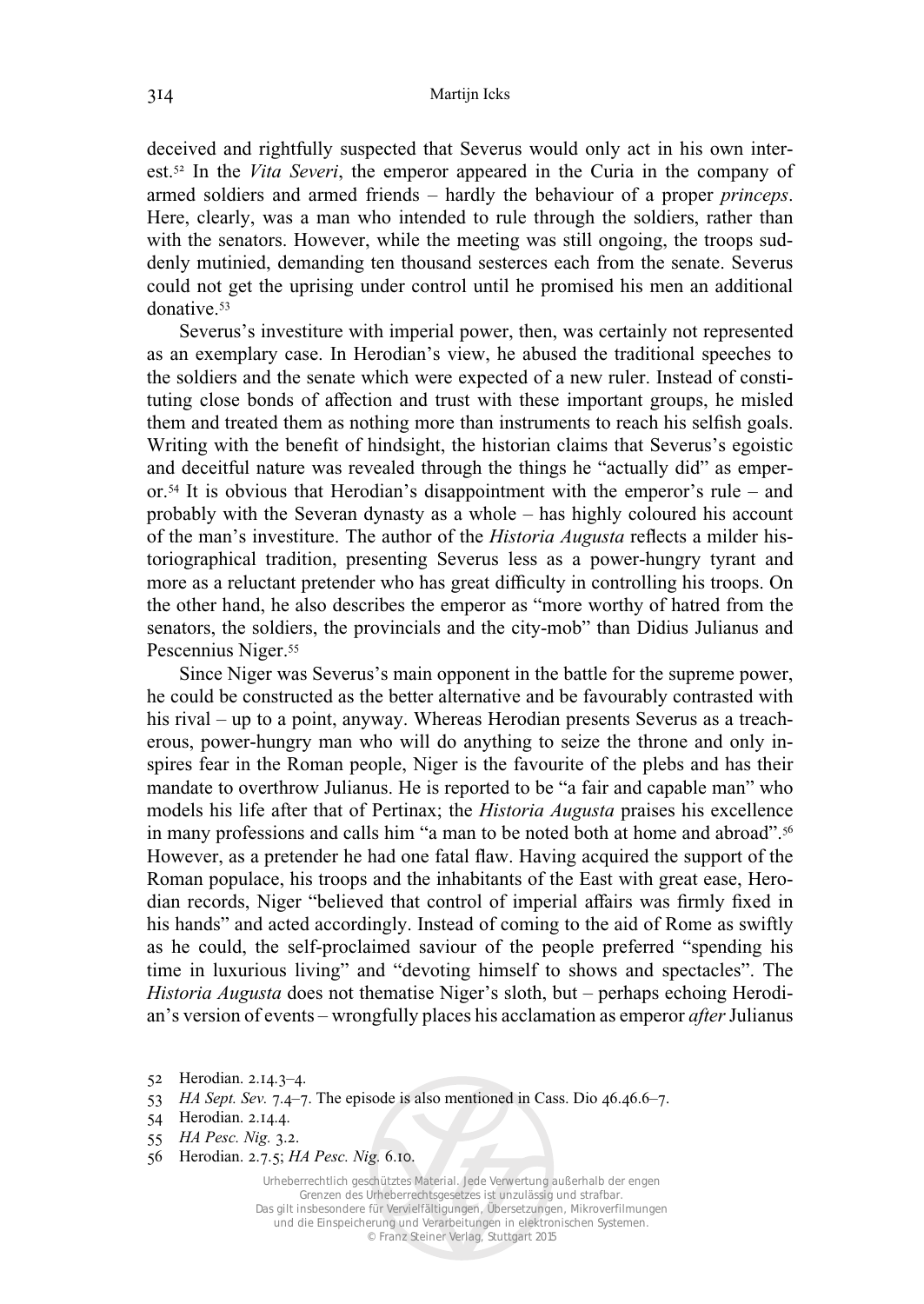deceived and rightfully suspected that Severus would only act in his own interest.[52] In the *Vita Severi*, the emperor appeared in the Curia in the company of armed soldiers and armed friends – hardly the behaviour of a proper *princeps*. Here, clearly, was a man who intended to rule through the soldiers, rather than with the senators. However, while the meeting was still ongoing, the troops suddenly mutinied, demanding ten thousand sesterces each from the senate. Severus could not get the uprising under control until he promised his men an additional donative.[53]

Severus's investiture with imperial power, then, was certainly not represented as an exemplary case. In Herodian's view, he abused the traditional speeches to the soldiers and the senate which were expected of a new ruler. Instead of constituting close bonds of affection and trust with these important groups, he misled them and treated them as nothing more than instruments to reach his selfish goals. Writing with the benefit of hindsight, the historian claims that Severus's egoistic and deceitful nature was revealed through the things he "actually did" as emperor.[54] It is obvious that Herodian's disappointment with the emperor's rule – and probably with the Severan dynasty as a whole – has highly coloured his account of the man's investiture. The author of the *Historia Augusta* reflects a milder historiographical tradition, presenting Severus less as a power-hungry tyrant and more as a reluctant pretender who has great difficulty in controlling his troops. On the other hand, he also describes the emperor as "more worthy of hatred from the senators, the soldiers, the provincials and the city-mob" than Didius Julianus and Pescennius Niger.[55]

Since Niger was Severus's main opponent in the battle for the supreme power, he could be constructed as the better alternative and be favourably contrasted with his rival – up to a point, anyway. Whereas Herodian presents Severus as a treacherous, power-hungry man who will do anything to seize the throne and only inspires fear in the Roman people, Niger is the favourite of the plebs and has their mandate to overthrow Julianus. He is reported to be "a fair and capable man" who models his life after that of Pertinax; the *Historia Augusta* praises his excellence in many professions and calls him "a man to be noted both at home and abroad".[56] However, as a pretender he had one fatal flaw. Having acquired the support of the Roman populace, his troops and the inhabitants of the East with great ease, Herodian records, Niger "believed that control of imperial affairs was firmly fixed in his hands" and acted accordingly. Instead of coming to the aid of Rome as swiftly as he could, the self-proclaimed saviour of the people preferred "spending his time in luxurious living" and "devoting himself to shows and spectacles". The *Historia Augusta* does not thematise Niger's sloth, but – perhaps echoing Herodian's version of events – wrongfully places his acclamation as emperor *after* Julianus

52 Herodian. 2.14.3–4.

53 *HA Sept. Sev.* 7.4–7. The episode is also mentioned in Cass. Dio 46.46.6–7.

54 Herodian. 2.14.4.

55 *HA Pesc. Nig.* 3.2.

56 Herodian. 2.7.5; *HA Pesc. Nig.* 6.10.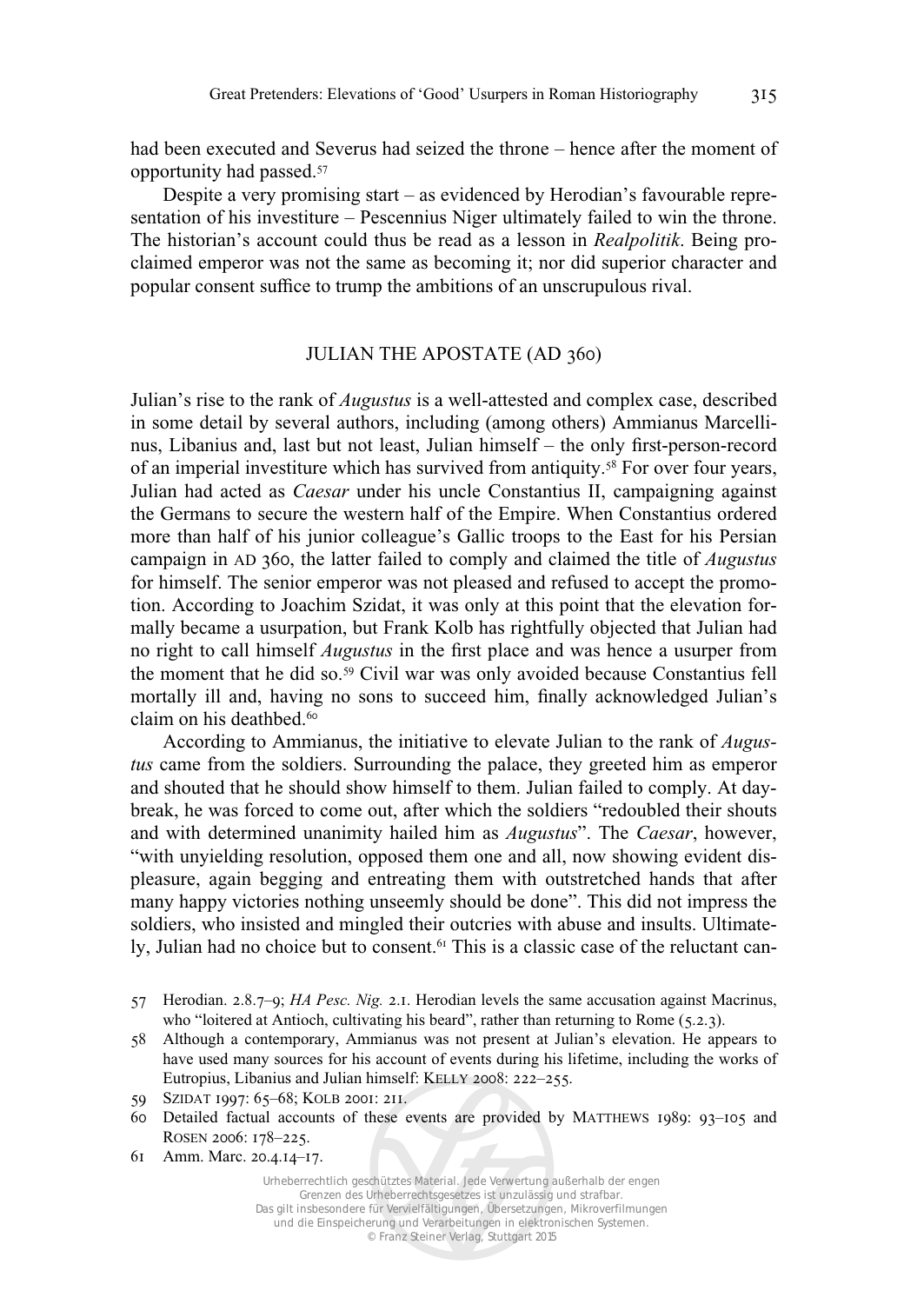had been executed and Severus had seized the throne – hence after the moment of opportunity had passed.[57]

Despite a very promising start – as evidenced by Herodian's favourable representation of his investiture – Pescennius Niger ultimately failed to win the throne. The historian's account could thus be read as a lesson in *Realpolitik*. Being proclaimed emperor was not the same as becoming it; nor did superior character and popular consent suffice to trump the ambitions of an unscrupulous rival.

## JULIAN THE APOSTATE (AD 360)

Julian's rise to the rank of *Augustus* is a well-attested and complex case, described in some detail by several authors, including (among others) Ammianus Marcellinus, Libanius and, last but not least, Julian himself – the only first-person-record of an imperial investiture which has survived from antiquity.[58] For over four years, Julian had acted as *Caesar* under his uncle Constantius II, campaigning against the Germans to secure the western half of the Empire. When Constantius ordered more than half of his junior colleague's Gallic troops to the East for his Persian campaign in AD 360, the latter failed to comply and claimed the title of *Augustus* for himself. The senior emperor was not pleased and refused to accept the promotion. According to Joachim Szidat, it was only at this point that the elevation formally became a usurpation, but Frank Kolb has rightfully objected that Julian had no right to call himself *Augustus* in the first place and was hence a usurper from the moment that he did so.[59] Civil war was only avoided because Constantius fell mortally ill and, having no sons to succeed him, finally acknowledged Julian's claim on his deathbed.[60]

According to Ammianus, the initiative to elevate Julian to the rank of *Augustus* came from the soldiers. Surrounding the palace, they greeted him as emperor and shouted that he should show himself to them. Julian failed to comply. At daybreak, he was forced to come out, after which the soldiers "redoubled their shouts and with determined unanimity hailed him as *Augustus*". The *Caesar*, however, "with unyielding resolution, opposed them one and all, now showing evident displeasure, again begging and entreating them with outstretched hands that after many happy victories nothing unseemly should be done". This did not impress the soldiers, who insisted and mingled their outcries with abuse and insults. Ultimately, Julian had no choice but to consent.[61] This is a classic case of the reluctant can-

57 Herodian. 2.8.7–9; *HA Pesc. Nig.* 2.1. Herodian levels the same accusation against Macrinus, who "loitered at Antioch, cultivating his beard", rather than returning to Rome (5.2.3).

58 Although a contemporary, Ammianus was not present at Julian's elevation. He appears to have used many sources for his account of events during his lifetime, including the works of Eutropius, Libanius and Julian himself: KELLY 2008: 222–255.

59 SZIDAT 1997: 65–68; KOLB 2001: 211.

60 Detailed factual accounts of these events are provided by MATTHEWS 1989: 93–105 and ROSEN 2006: 178–225.

61 Amm. Marc. 20.4.14–17.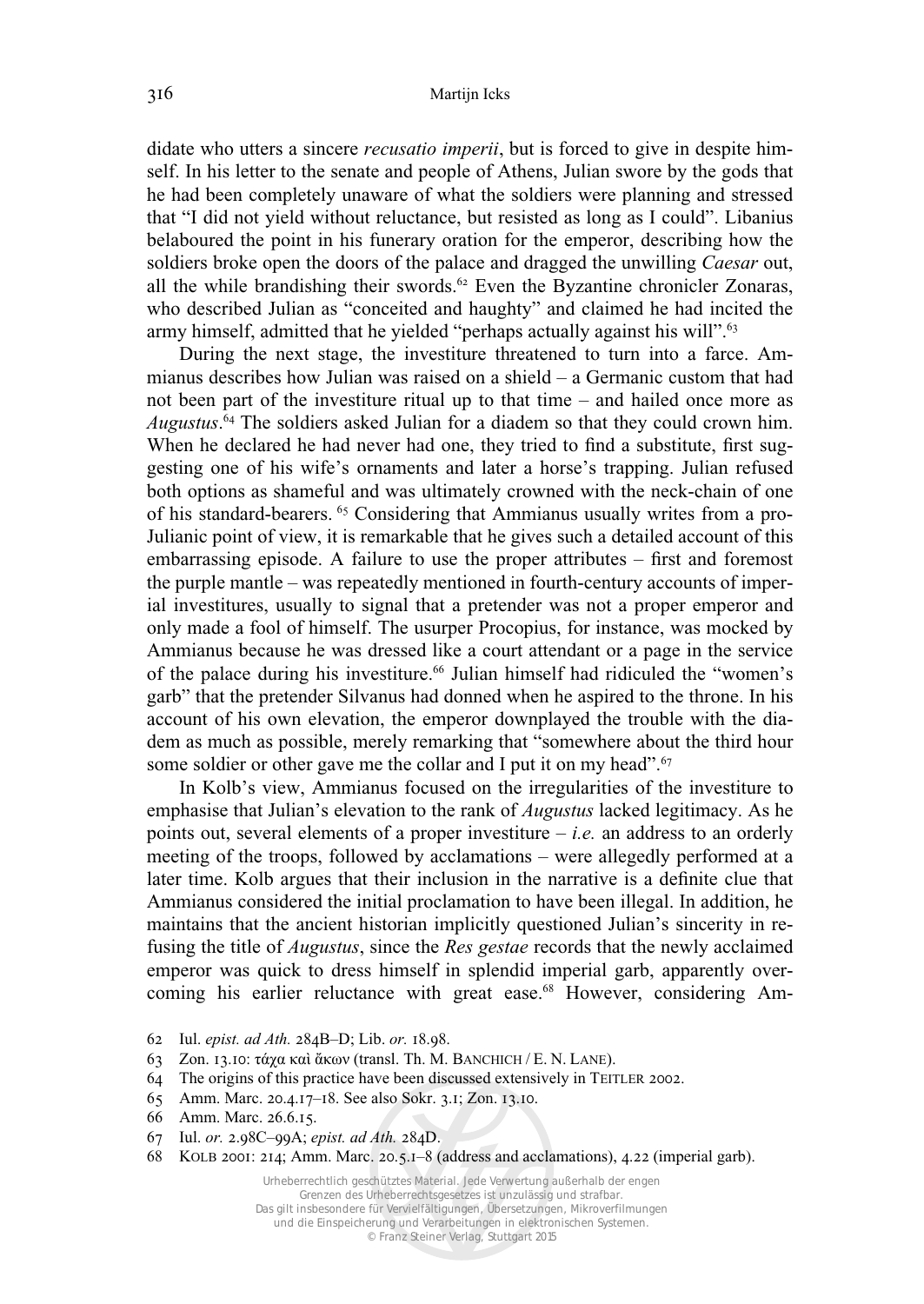didate who utters a sincere *recusatio imperii*, but is forced to give in despite himself. In his letter to the senate and people of Athens, Julian swore by the gods that he had been completely unaware of what the soldiers were planning and stressed that "I did not yield without reluctance, but resisted as long as I could". Libanius belaboured the point in his funerary oration for the emperor, describing how the soldiers broke open the doors of the palace and dragged the unwilling *Caesar* out, all the while brandishing their swords.[62] Even the Byzantine chronicler Zonaras, who described Julian as "conceited and haughty" and claimed he had incited the army himself, admitted that he yielded "perhaps actually against his will".[63]

During the next stage, the investiture threatened to turn into a farce. Ammianus describes how Julian was raised on a shield – a Germanic custom that had not been part of the investiture ritual up to that time – and hailed once more as *Augustus*.[64] The soldiers asked Julian for a diadem so that they could crown him. When he declared he had never had one, they tried to find a substitute, first suggesting one of his wife's ornaments and later a horse's trapping. Julian refused both options as shameful and was ultimately crowned with the neck-chain of one of his standard-bearers.[65] Considering that Ammianus usually writes from a pro-Julianic point of view, it is remarkable that he gives such a detailed account of this embarrassing episode. A failure to use the proper attributes – first and foremost the purple mantle – was repeatedly mentioned in fourth-century accounts of imperial investitures, usually to signal that a pretender was not a proper emperor and only made a fool of himself. The usurper Procopius, for instance, was mocked by Ammianus because he was dressed like a court attendant or a page in the service of the palace during his investiture.[66] Julian himself had ridiculed the "women's garb" that the pretender Silvanus had donned when he aspired to the throne. In his account of his own elevation, the emperor downplayed the trouble with the diadem as much as possible, merely remarking that "somewhere about the third hour some soldier or other gave me the collar and I put it on my head".[67]

In Kolb's view, Ammianus focused on the irregularities of the investiture to emphasise that Julian's elevation to the rank of *Augustus* lacked legitimacy. As he points out, several elements of a proper investiture – *i.e.* an address to an orderly meeting of the troops, followed by acclamations – were allegedly performed at a later time. Kolb argues that their inclusion in the narrative is a definite clue that Ammianus considered the initial proclamation to have been illegal. In addition, he maintains that the ancient historian implicitly questioned Julian's sincerity in refusing the title of *Augustus*, since the *Res gestae* records that the newly acclaimed emperor was quick to dress himself in splendid imperial garb, apparently overcoming his earlier reluctance with great ease.[68] However, considering Am-

62 Iul. *epist. ad Ath.* 284B–D; Lib. *or.* 18.98.

63 Zon. 13.10: τάχα καὶ ἄκων (transl. Th. M. Banchich / E. N. Lane).

64 The origins of this practice have been discussed extensively in Teitler 2002.

65 Amm. Marc. 20.4.17–18. See also Sokr. 3.1; Zon. 13.10.

66 Amm. Marc. 26.6.15.

67 Iul. *or.* 2.98C–99A; *epist. ad Ath.* 284D.

68 Kolb 2001: 214; Amm. Marc. 20.5.1–8 (address and acclamations), 4.22 (imperial garb).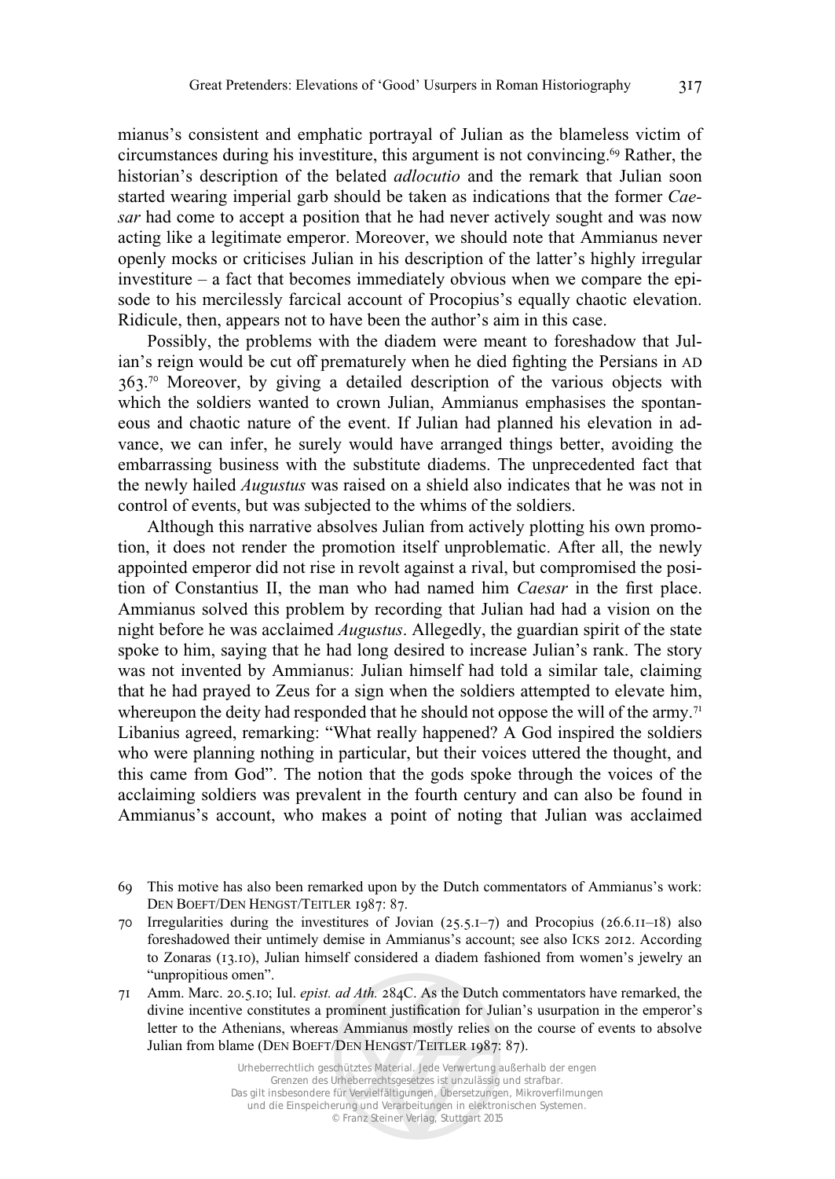mianus's consistent and emphatic portrayal of Julian as the blameless victim of circumstances during his investiture, this argument is not convincing.[69] Rather, the historian's description of the belated *adlocutio* and the remark that Julian soon started wearing imperial garb should be taken as indications that the former *Caesar* had come to accept a position that he had never actively sought and was now acting like a legitimate emperor. Moreover, we should note that Ammianus never openly mocks or criticises Julian in his description of the latter's highly irregular investiture – a fact that becomes immediately obvious when we compare the episode to his mercilessly farcical account of Procopius's equally chaotic elevation. Ridicule, then, appears not to have been the author's aim in this case.

Possibly, the problems with the diadem were meant to foreshadow that Julian's reign would be cut off prematurely when he died fighting the Persians in AD 363.[70] Moreover, by giving a detailed description of the various objects with which the soldiers wanted to crown Julian, Ammianus emphasises the spontaneous and chaotic nature of the event. If Julian had planned his elevation in advance, we can infer, he surely would have arranged things better, avoiding the embarrassing business with the substitute diadems. The unprecedented fact that the newly hailed *Augustus* was raised on a shield also indicates that he was not in control of events, but was subjected to the whims of the soldiers.

Although this narrative absolves Julian from actively plotting his own promotion, it does not render the promotion itself unproblematic. After all, the newly appointed emperor did not rise in revolt against a rival, but compromised the position of Constantius II, the man who had named him *Caesar* in the first place. Ammianus solved this problem by recording that Julian had had a vision on the night before he was acclaimed *Augustus*. Allegedly, the guardian spirit of the state spoke to him, saying that he had long desired to increase Julian's rank. The story was not invented by Ammianus: Julian himself had told a similar tale, claiming that he had prayed to Zeus for a sign when the soldiers attempted to elevate him, whereupon the deity had responded that he should not oppose the will of the army.[71] Libanius agreed, remarking: "What really happened? A God inspired the soldiers who were planning nothing in particular, but their voices uttered the thought, and this came from God". The notion that the gods spoke through the voices of the acclaiming soldiers was prevalent in the fourth century and can also be found in Ammianus's account, who makes a point of noting that Julian was acclaimed

69 This motive has also been remarked upon by the Dutch commentators of Ammianus's work: DEN BOEFT/DEN HENGST/TEITLER 1987: 87.

70 Irregularities during the investitures of Jovian (25.5.1–7) and Procopius (26.6.11–18) also foreshadowed their untimely demise in Ammianus's account; see also ICKS 2012. According to Zonaras (13.10), Julian himself considered a diadem fashioned from women's jewelry an "unpropitious omen".

71 Amm. Marc. 20.5.10; Iul. *epist. ad Ath.* 284C. As the Dutch commentators have remarked, the divine incentive constitutes a prominent justification for Julian's usurpation in the emperor's letter to the Athenians, whereas Ammianus mostly relies on the course of events to absolve Julian from blame (DEN BOEFT/DEN HENGST/TEITLER 1987: 87).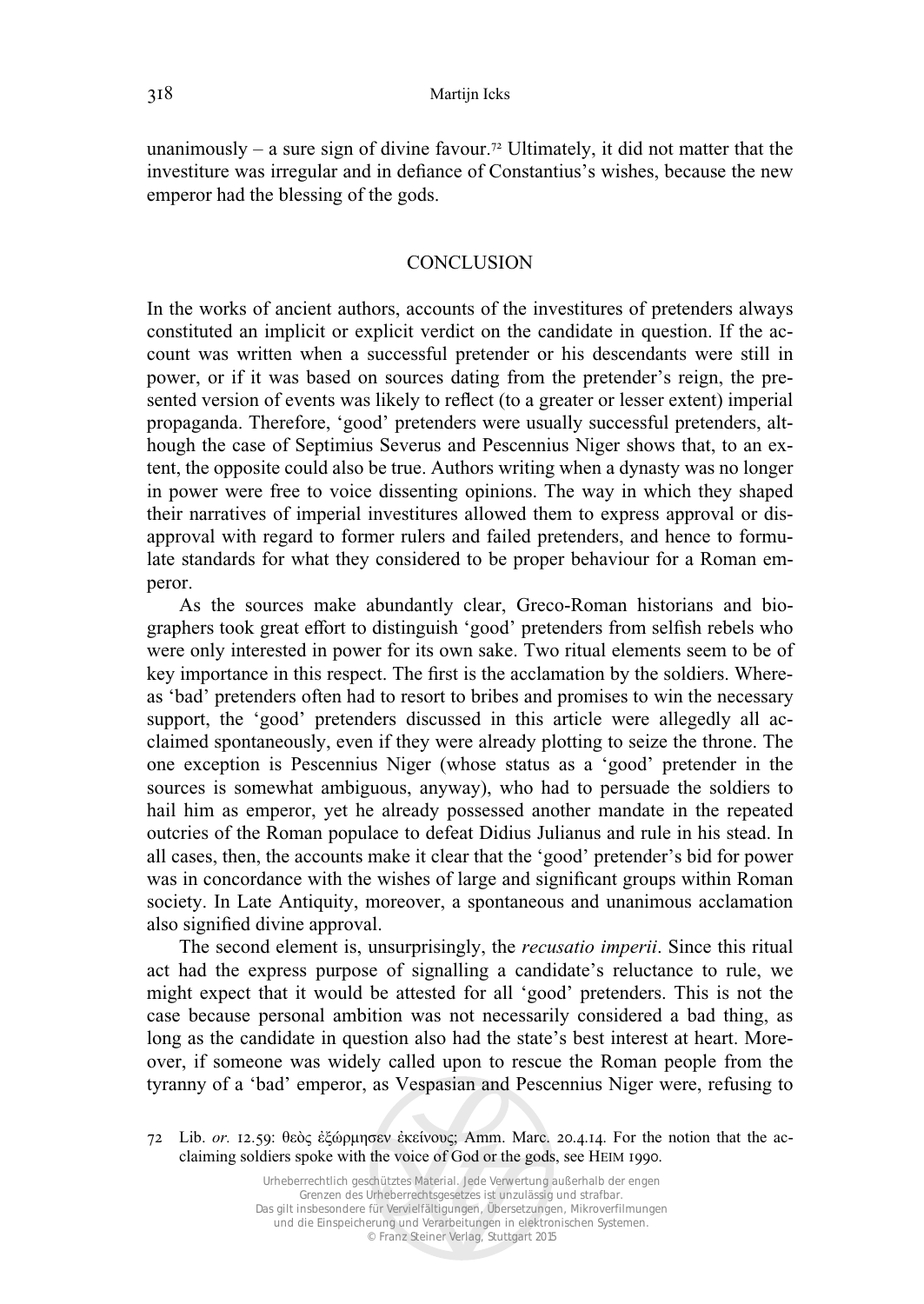unanimously – a sure sign of divine favour.[72] Ultimately, it did not matter that the investiture was irregular and in defiance of Constantius's wishes, because the new emperor had the blessing of the gods.

## CONCLUSION

In the works of ancient authors, accounts of the investitures of pretenders always constituted an implicit or explicit verdict on the candidate in question. If the account was written when a successful pretender or his descendants were still in power, or if it was based on sources dating from the pretender's reign, the presented version of events was likely to reflect (to a greater or lesser extent) imperial propaganda. Therefore, 'good' pretenders were usually successful pretenders, although the case of Septimius Severus and Pescennius Niger shows that, to an extent, the opposite could also be true. Authors writing when a dynasty was no longer in power were free to voice dissenting opinions. The way in which they shaped their narratives of imperial investitures allowed them to express approval or disapproval with regard to former rulers and failed pretenders, and hence to formulate standards for what they considered to be proper behaviour for a Roman emperor.

As the sources make abundantly clear, Greco-Roman historians and biographers took great effort to distinguish 'good' pretenders from selfish rebels who were only interested in power for its own sake. Two ritual elements seem to be of key importance in this respect. The first is the acclamation by the soldiers. Whereas 'bad' pretenders often had to resort to bribes and promises to win the necessary support, the 'good' pretenders discussed in this article were allegedly all acclaimed spontaneously, even if they were already plotting to seize the throne. The one exception is Pescennius Niger (whose status as a 'good' pretender in the sources is somewhat ambiguous, anyway), who had to persuade the soldiers to hail him as emperor, yet he already possessed another mandate in the repeated outcries of the Roman populace to defeat Didius Julianus and rule in his stead. In all cases, then, the accounts make it clear that the 'good' pretender's bid for power was in concordance with the wishes of large and significant groups within Roman society. In Late Antiquity, moreover, a spontaneous and unanimous acclamation also signified divine approval.

The second element is, unsurprisingly, the *recusatio imperii*. Since this ritual act had the express purpose of signalling a candidate's reluctance to rule, we might expect that it would be attested for all 'good' pretenders. This is not the case because personal ambition was not necessarily considered a bad thing, as long as the candidate in question also had the state's best interest at heart. Moreover, if someone was widely called upon to rescue the Roman people from the tyranny of a 'bad' emperor, as Vespasian and Pescennius Niger were, refusing to

72 Lib. *or.* 12.59: θεὸς ἐξώρμησεν ἐκείνους; Amm. Marc. 20.4.14. For the notion that the acclaiming soldiers spoke with the voice of God or the gods, see HEIM 1990.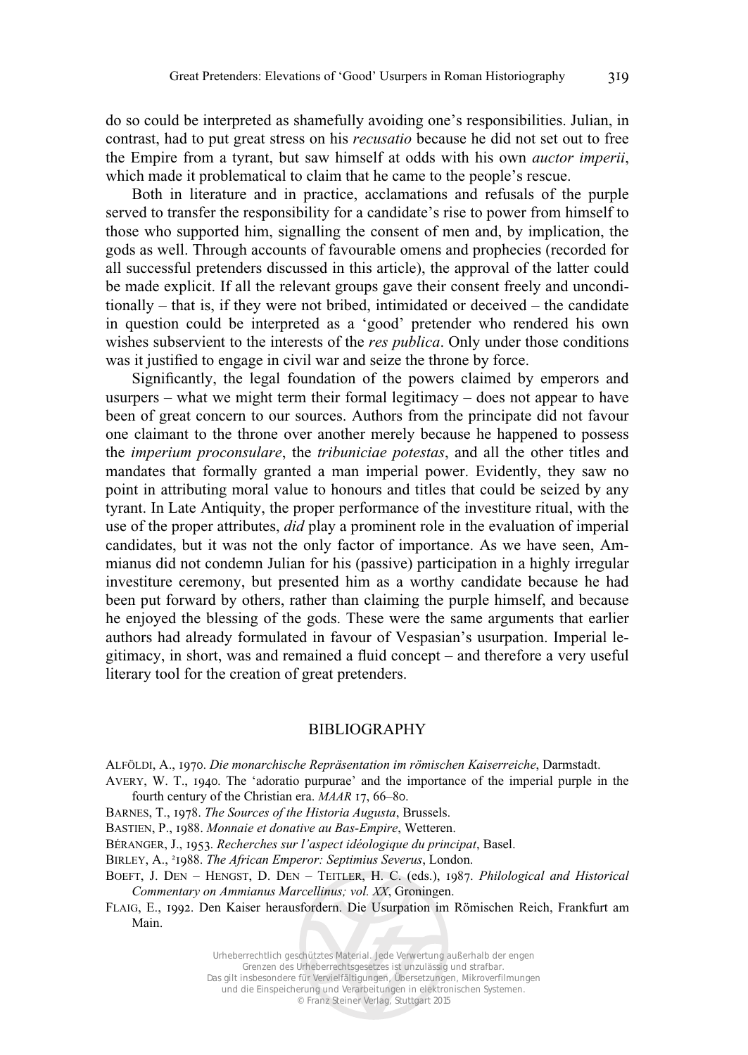do so could be interpreted as shamefully avoiding one's responsibilities. Julian, in contrast, had to put great stress on his *recusatio* because he did not set out to free the Empire from a tyrant, but saw himself at odds with his own *auctor imperii*, which made it problematical to claim that he came to the people's rescue.

Both in literature and in practice, acclamations and refusals of the purple served to transfer the responsibility for a candidate's rise to power from himself to those who supported him, signalling the consent of men and, by implication, the gods as well. Through accounts of favourable omens and prophecies (recorded for all successful pretenders discussed in this article), the approval of the latter could be made explicit. If all the relevant groups gave their consent freely and unconditionally – that is, if they were not bribed, intimidated or deceived – the candidate in question could be interpreted as a 'good' pretender who rendered his own wishes subservient to the interests of the *res publica*. Only under those conditions was it justified to engage in civil war and seize the throne by force.

Significantly, the legal foundation of the powers claimed by emperors and usurpers – what we might term their formal legitimacy – does not appear to have been of great concern to our sources. Authors from the principate did not favour one claimant to the throne over another merely because he happened to possess the *imperium proconsulare*, the *tribuniciae potestas*, and all the other titles and mandates that formally granted a man imperial power. Evidently, they saw no point in attributing moral value to honours and titles that could be seized by any tyrant. In Late Antiquity, the proper performance of the investiture ritual, with the use of the proper attributes, *did* play a prominent role in the evaluation of imperial candidates, but it was not the only factor of importance. As we have seen, Ammianus did not condemn Julian for his (passive) participation in a highly irregular investiture ceremony, but presented him as a worthy candidate because he had been put forward by others, rather than claiming the purple himself, and because he enjoyed the blessing of the gods. These were the same arguments that earlier authors had already formulated in favour of Vespasian's usurpation. Imperial legitimacy, in short, was and remained a fluid concept – and therefore a very useful literary tool for the creation of great pretenders.

## BIBLIOGRAPHY

ALFÖLDI, A., 1970. *Die monarchische Repräsentation im römischen Kaiserreiche*, Darmstadt.

AVERY, W. T., 1940. The 'adoratio purpurae' and the importance of the imperial purple in the fourth century of the Christian era. *MAAR* 17, 66–80.

BARNES, T., 1978. *The Sources of the Historia Augusta*, Brussels.

BASTIEN, P., 1988. *Monnaie et donative au Bas-Empire*, Wetteren.

BÉRANGER, J., 1953. *Recherches sur l'aspect idéologique du principat*, Basel.

BIRLEY, A., [2]1988. *The African Emperor: Septimius Severus*, London.

BOEFT, J. DEN – HENGST, D. DEN – TEITLER, H. C. (eds.), 1987. *Philological and Historical Commentary on Ammianus Marcellinus; vol. XX*, Groningen.

FLAIG, E., 1992. Den Kaiser herausfordern. Die Usurpation im Römischen Reich, Frankfurt am Main.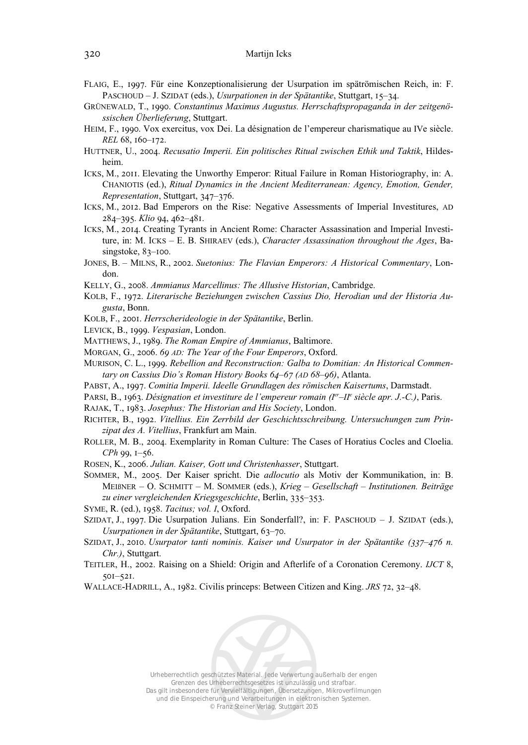FLAIG, E., 1997. Für eine Konzeptionalisierung der Usurpation im spätrömischen Reich, in: F. PASCHOUD – J. SZIDAT (eds.), *Usurpationen in der Spätantike*, Stuttgart, 15–34.

GRÜNEWALD, T., 1990. *Constantinus Maximus Augustus. Herrschaftspropaganda in der zeitgenössischen Überlieferung*, Stuttgart.

HEIM, F., 1990. Vox exercitus, vox Dei. La désignation de l'empereur charismatique au IVe siècle. *REL* 68, 160–172.

HUTTNER, U., 2004. *Recusatio Imperii. Ein politisches Ritual zwischen Ethik und Taktik*, Hildesheim.

ICKS, M., 2011. Elevating the Unworthy Emperor: Ritual Failure in Roman Historiography, in: A. CHANIOTIS (ed.), *Ritual Dynamics in the Ancient Mediterranean: Agency, Emotion, Gender, Representation*, Stuttgart, 347–376.

ICKS, M., 2012. Bad Emperors on the Rise: Negative Assessments of Imperial Investitures, AD 284–395. *Klio* 94, 462–481.

ICKS, M., 2014. Creating Tyrants in Ancient Rome: Character Assassination and Imperial Investiture, in: M. ICKS – E. B. SHIRAEV (eds.), *Character Assassination throughout the Ages*, Basingstoke, 83–100.

JONES, B. – MILNS, R., 2002. *Suetonius: The Flavian Emperors: A Historical Commentary*, London.

KELLY, G., 2008. *Ammianus Marcellinus: The Allusive Historian*, Cambridge.

KOLB, F., 1972. *Literarische Beziehungen zwischen Cassius Dio, Herodian und der Historia Augusta*, Bonn.

KOLB, F., 2001. *Herrscherideologie in der Spätantike*, Berlin.

LEVICK, B., 1999. *Vespasian*, London.

MATTHEWS, J., 1989. *The Roman Empire of Ammianus*, Baltimore.

MORGAN, G., 2006. *69 AD: The Year of the Four Emperors*, Oxford.

MURISON, C. L., 1999. *Rebellion and Reconstruction: Galba to Domitian: An Historical Commentary on Cassius Dio's Roman History Books 64–67 (AD 68–96)*, Atlanta.

PABST, A., 1997. *Comitia Imperii. Ideelle Grundlagen des römischen Kaisertums*, Darmstadt.

PARSI, B., 1963. *Désignation et investiture de l'empereur romain (Ier–IIe siècle apr. J.-C.)*, Paris.

RAJAK, T., 1983. *Josephus: The Historian and His Society*, London.

RICHTER, B., 1992. *Vitellius. Ein Zerrbild der Geschichtsschreibung. Untersuchungen zum Prinzipat des A. Vitellius*, Frankfurt am Main.

ROLLER, M. B., 2004. Exemplarity in Roman Culture: The Cases of Horatius Cocles and Cloelia. *CPh* 99, 1–56.

ROSEN, K., 2006. *Julian. Kaiser, Gott und Christenhasser*, Stuttgart.

SOMMER, M., 2005. Der Kaiser spricht. Die *adlocutio* als Motiv der Kommunikation, in: B. MEIßNER – O. SCHMITT – M. SOMMER (eds.), *Krieg – Gesellschaft – Institutionen. Beiträge zu einer vergleichenden Kriegsgeschichte*, Berlin, 335–353.

SYME, R. (ed.), 1958. *Tacitus; vol. I*, Oxford.

SZIDAT, J., 1997. Die Usurpation Julians. Ein Sonderfall?, in: F. PASCHOUD – J. SZIDAT (eds.), *Usurpationen in der Spätantike*, Stuttgart, 63–70.

SZIDAT, J., 2010. *Usurpator tanti nominis. Kaiser und Usurpator in der Spätantike (337–476 n. Chr.)*, Stuttgart.

TEITLER, H., 2002. Raising on a Shield: Origin and Afterlife of a Coronation Ceremony. *IJCT* 8, 501–521.

WALLACE-HADRILL, A., 1982. Civilis princeps: Between Citizen and King. *JRS* 72, 32–48.